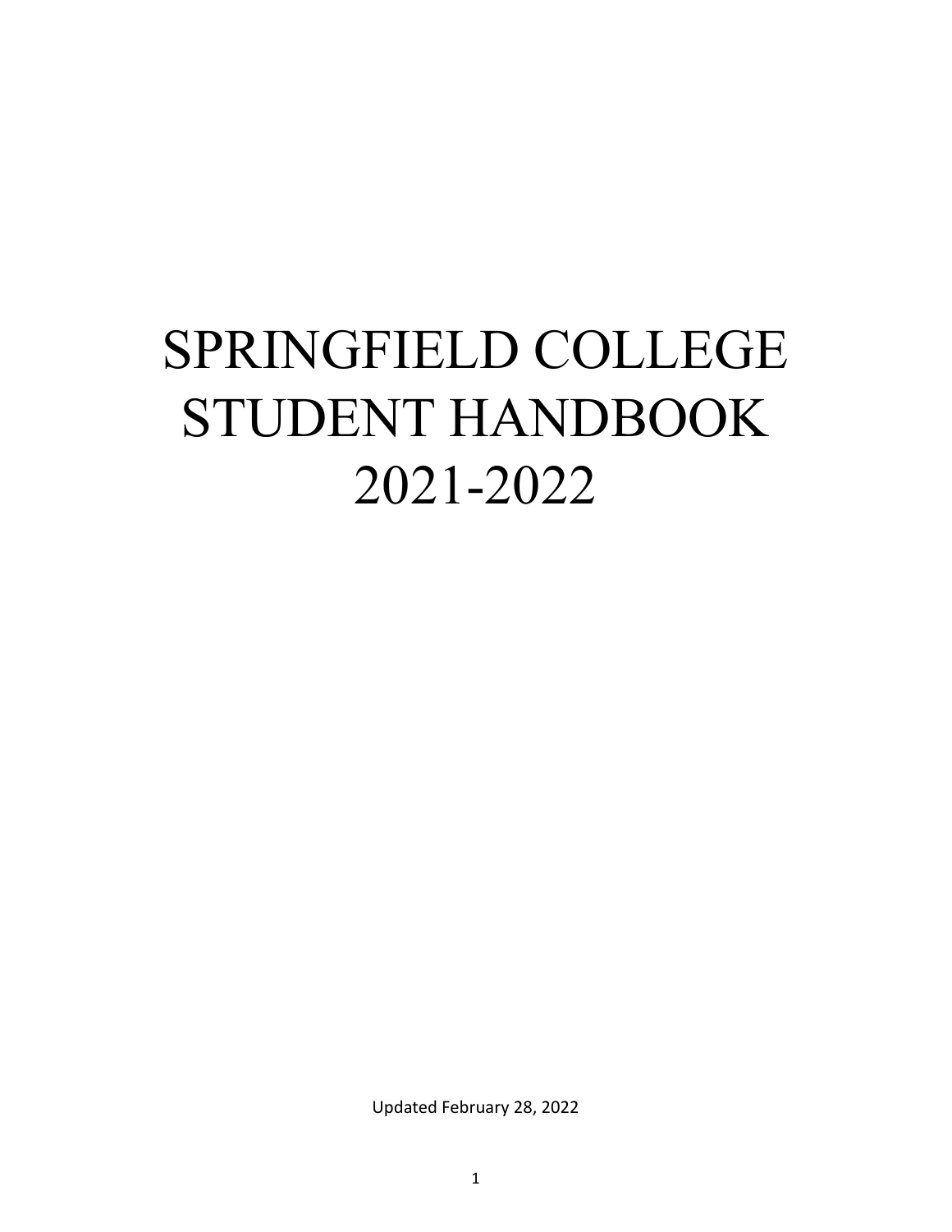# SPRINGFIELD COLLEGE STUDENT HANDBOOK 2021-2022

Updated February 28, 2022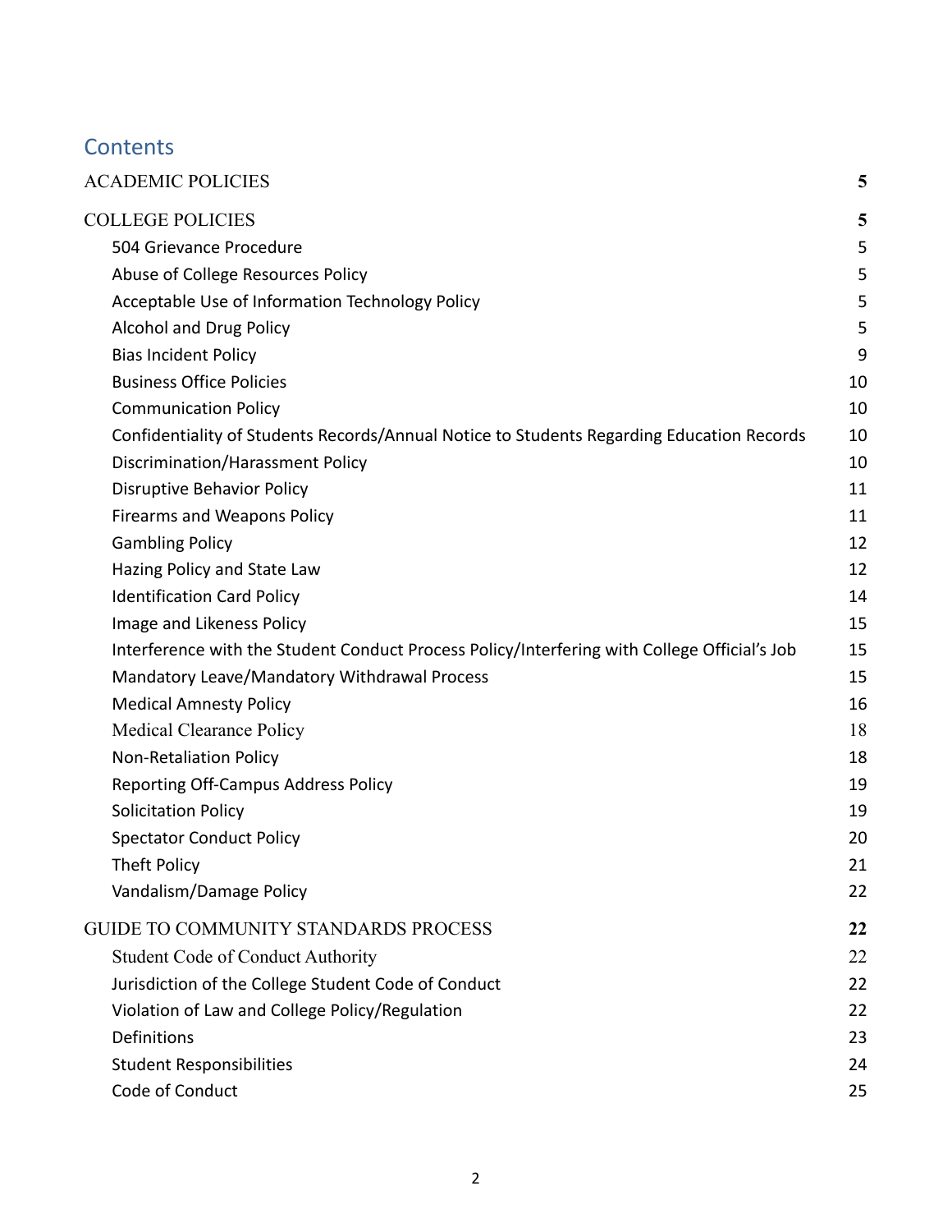## Contents

| | |
|---|---|
| **ACADEMIC POLICIES** | **5** |
| **COLLEGE POLICIES** | **5** |
| 504 Grievance Procedure | 5 |
| Abuse of College Resources Policy | 5 |
| Acceptable Use of Information Technology Policy | 5 |
| Alcohol and Drug Policy | 5 |
| Bias Incident Policy | 9 |
| Business Office Policies | 10 |
| Communication Policy | 10 |
| Confidentiality of Students Records/Annual Notice to Students Regarding Education Records | 10 |
| Discrimination/Harassment Policy | 10 |
| Disruptive Behavior Policy | 11 |
| Firearms and Weapons Policy | 11 |
| Gambling Policy | 12 |
| Hazing Policy and State Law | 12 |
| Identification Card Policy | 14 |
| Image and Likeness Policy | 15 |
| Interference with the Student Conduct Process Policy/Interfering with College Official's Job | 15 |
| Mandatory Leave/Mandatory Withdrawal Process | 15 |
| Medical Amnesty Policy | 16 |
| Medical Clearance Policy | 18 |
| Non-Retaliation Policy | 18 |
| Reporting Off-Campus Address Policy | 19 |
| Solicitation Policy | 19 |
| Spectator Conduct Policy | 20 |
| Theft Policy | 21 |
| Vandalism/Damage Policy | 22 |
| **GUIDE TO COMMUNITY STANDARDS PROCESS** | **22** |
| Student Code of Conduct Authority | 22 |
| Jurisdiction of the College Student Code of Conduct | 22 |
| Violation of Law and College Policy/Regulation | 22 |
| Definitions | 23 |
| Student Responsibilities | 24 |
| Code of Conduct | 25 |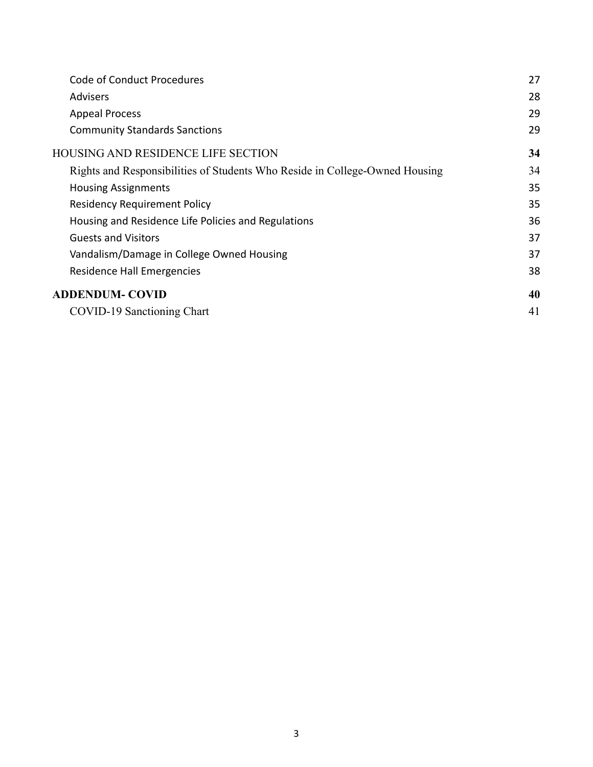| | |
|---|---|
| Code of Conduct Procedures | 27 |
| Advisers | 28 |
| Appeal Process | 29 |
| Community Standards Sanctions | 29 |
| HOUSING AND RESIDENCE LIFE SECTION | 34 |
| Rights and Responsibilities of Students Who Reside in College-Owned Housing | 34 |
| Housing Assignments | 35 |
| Residency Requirement Policy | 35 |
| Housing and Residence Life Policies and Regulations | 36 |
| Guests and Visitors | 37 |
| Vandalism/Damage in College Owned Housing | 37 |
| Residence Hall Emergencies | 38 |
| **ADDENDUM- COVID** | **40** |
| COVID-19 Sanctioning Chart | 41 |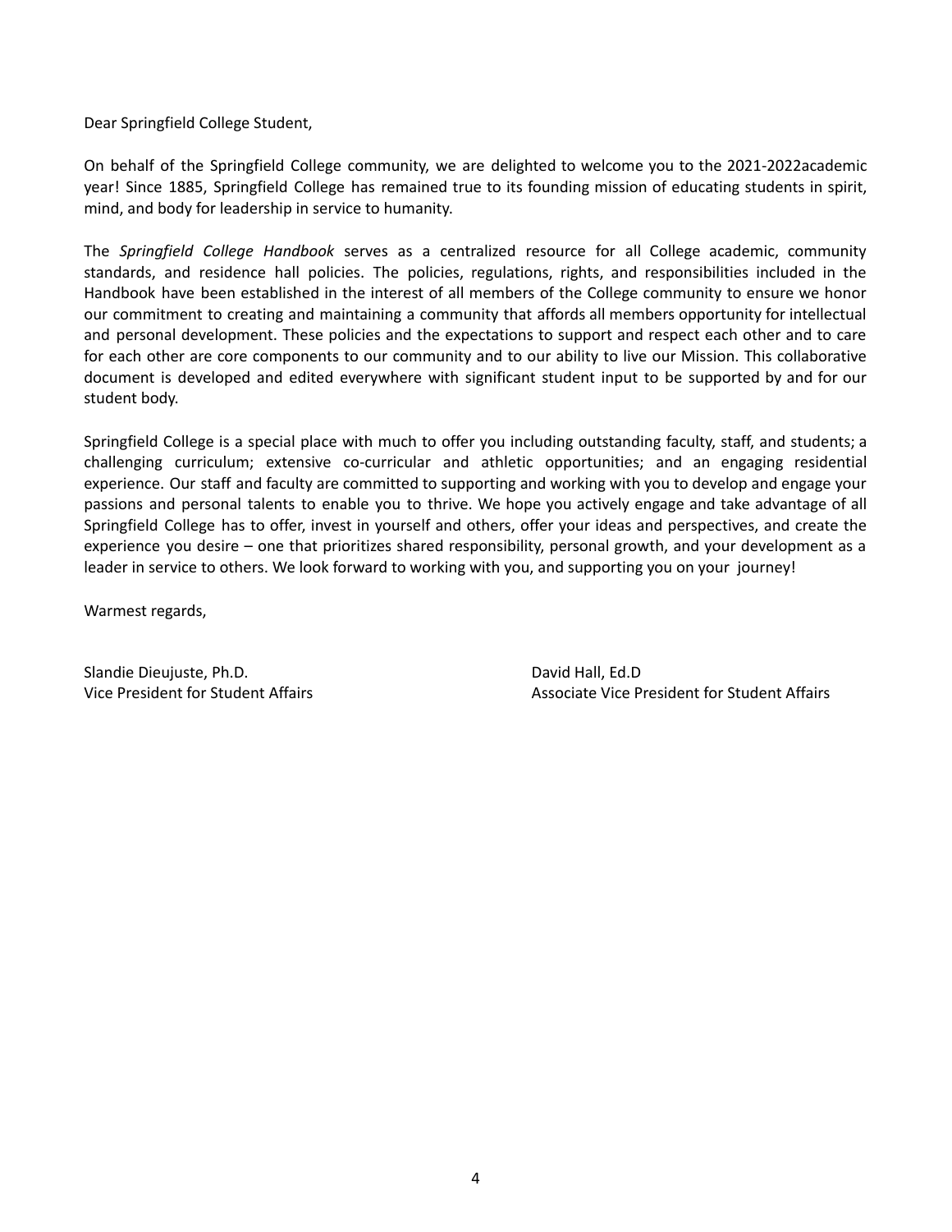Dear Springfield College Student,

On behalf of the Springfield College community, we are delighted to welcome you to the 2021-2022academic year! Since 1885, Springfield College has remained true to its founding mission of educating students in spirit, mind, and body for leadership in service to humanity.

The *Springfield College Handbook* serves as a centralized resource for all College academic, community standards, and residence hall policies. The policies, regulations, rights, and responsibilities included in the Handbook have been established in the interest of all members of the College community to ensure we honor our commitment to creating and maintaining a community that affords all members opportunity for intellectual and personal development. These policies and the expectations to support and respect each other and to care for each other are core components to our community and to our ability to live our Mission. This collaborative document is developed and edited everywhere with significant student input to be supported by and for our student body.

Springfield College is a special place with much to offer you including outstanding faculty, staff, and students; a challenging curriculum; extensive co-curricular and athletic opportunities; and an engaging residential experience. Our staff and faculty are committed to supporting and working with you to develop and engage your passions and personal talents to enable you to thrive. We hope you actively engage and take advantage of all Springfield College has to offer, invest in yourself and others, offer your ideas and perspectives, and create the experience you desire – one that prioritizes shared responsibility, personal growth, and your development as a leader in service to others. We look forward to working with you, and supporting you on your journey!

Warmest regards,

Slandie Dieujuste, Ph.D.
Vice President for Student Affairs

David Hall, Ed.D
Associate Vice President for Student Affairs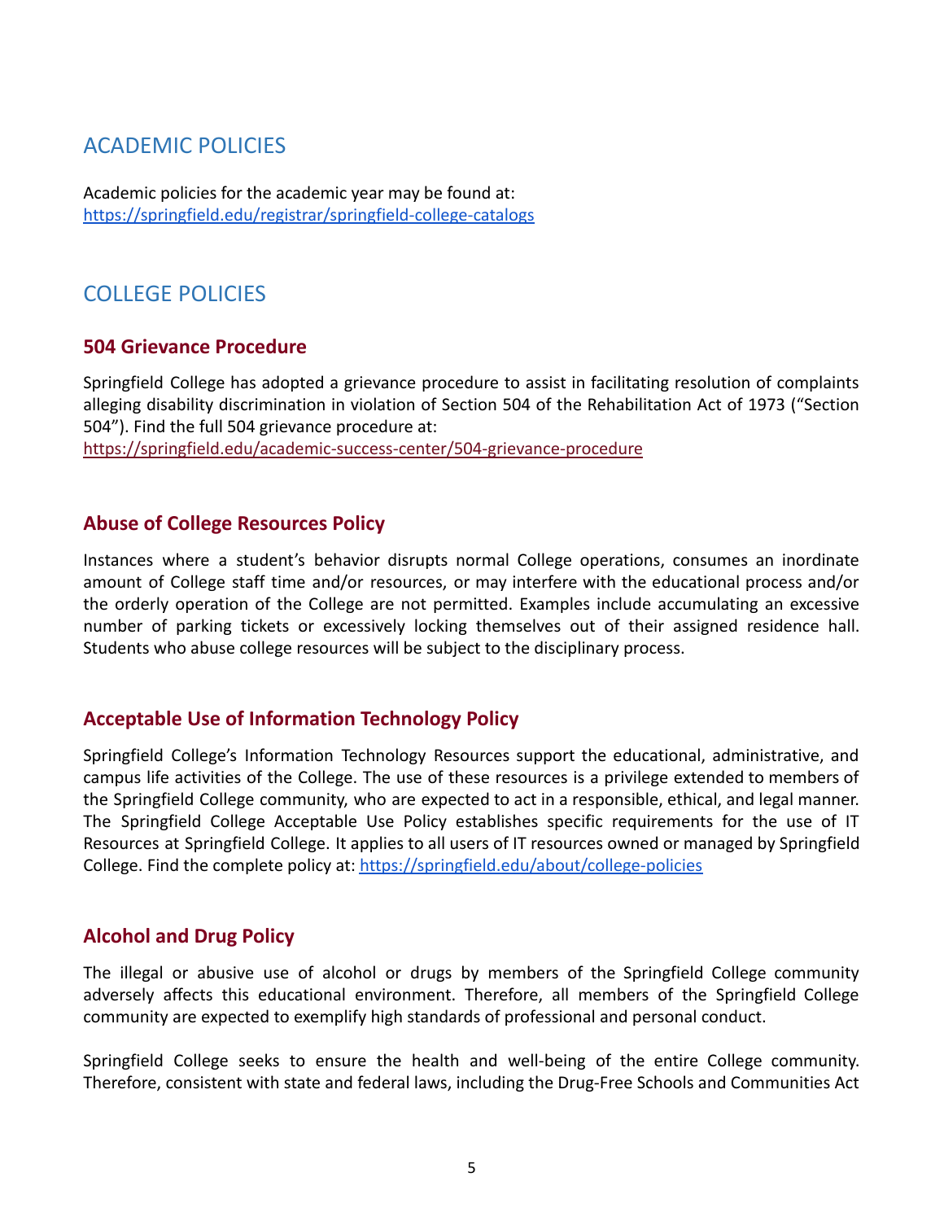# ACADEMIC POLICIES

Academic policies for the academic year may be found at:
https://springfield.edu/registrar/springfield-college-catalogs

# COLLEGE POLICIES

## 504 Grievance Procedure

Springfield College has adopted a grievance procedure to assist in facilitating resolution of complaints alleging disability discrimination in violation of Section 504 of the Rehabilitation Act of 1973 ("Section 504"). Find the full 504 grievance procedure at:
https://springfield.edu/academic-success-center/504-grievance-procedure

## Abuse of College Resources Policy

Instances where a student's behavior disrupts normal College operations, consumes an inordinate amount of College staff time and/or resources, or may interfere with the educational process and/or the orderly operation of the College are not permitted. Examples include accumulating an excessive number of parking tickets or excessively locking themselves out of their assigned residence hall. Students who abuse college resources will be subject to the disciplinary process.

## Acceptable Use of Information Technology Policy

Springfield College's Information Technology Resources support the educational, administrative, and campus life activities of the College. The use of these resources is a privilege extended to members of the Springfield College community, who are expected to act in a responsible, ethical, and legal manner. The Springfield College Acceptable Use Policy establishes specific requirements for the use of IT Resources at Springfield College. It applies to all users of IT resources owned or managed by Springfield College. Find the complete policy at: https://springfield.edu/about/college-policies

## Alcohol and Drug Policy

The illegal or abusive use of alcohol or drugs by members of the Springfield College community adversely affects this educational environment. Therefore, all members of the Springfield College community are expected to exemplify high standards of professional and personal conduct.

Springfield College seeks to ensure the health and well-being of the entire College community. Therefore, consistent with state and federal laws, including the Drug-Free Schools and Communities Act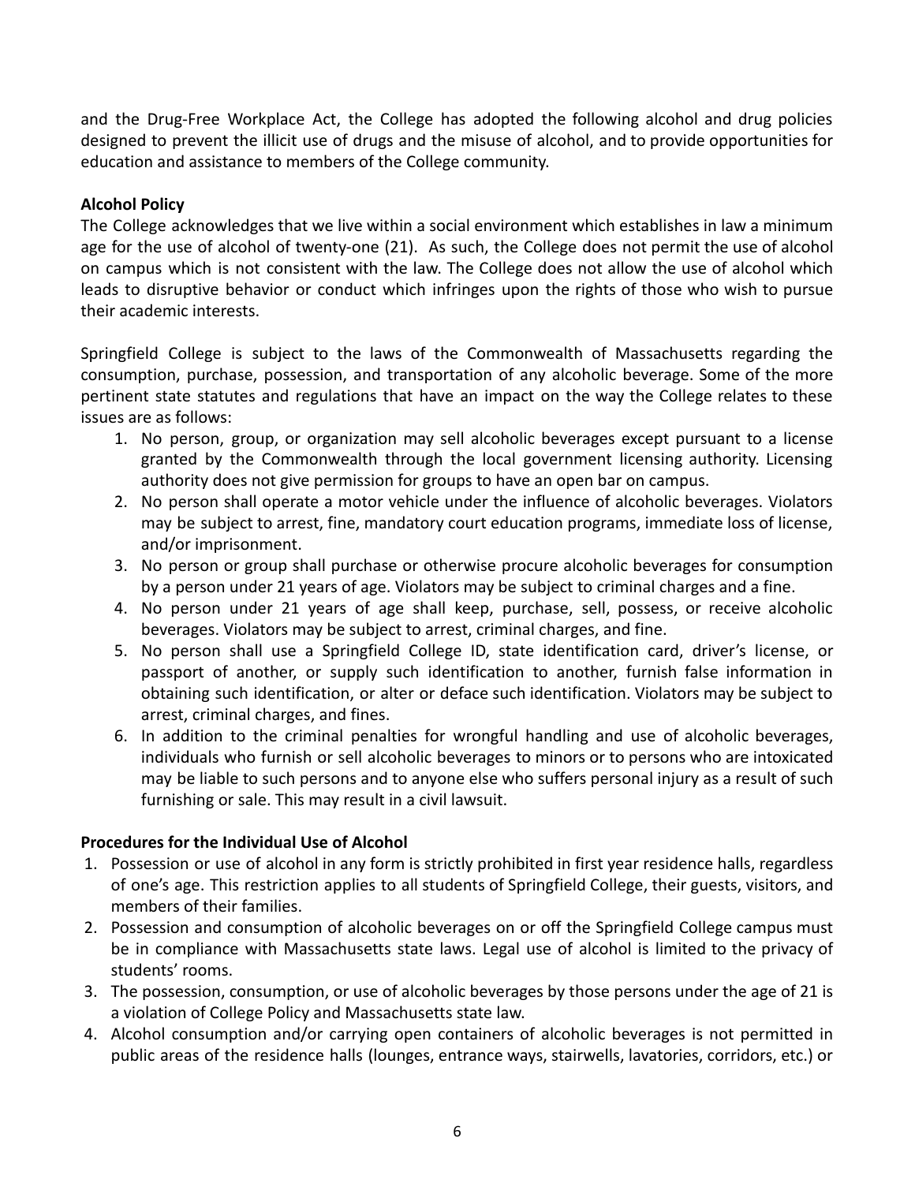and the Drug-Free Workplace Act, the College has adopted the following alcohol and drug policies designed to prevent the illicit use of drugs and the misuse of alcohol, and to provide opportunities for education and assistance to members of the College community.

**Alcohol Policy**

The College acknowledges that we live within a social environment which establishes in law a minimum age for the use of alcohol of twenty-one (21). As such, the College does not permit the use of alcohol on campus which is not consistent with the law. The College does not allow the use of alcohol which leads to disruptive behavior or conduct which infringes upon the rights of those who wish to pursue their academic interests.

Springfield College is subject to the laws of the Commonwealth of Massachusetts regarding the consumption, purchase, possession, and transportation of any alcoholic beverage. Some of the more pertinent state statutes and regulations that have an impact on the way the College relates to these issues are as follows:

1. No person, group, or organization may sell alcoholic beverages except pursuant to a license granted by the Commonwealth through the local government licensing authority. Licensing authority does not give permission for groups to have an open bar on campus.
2. No person shall operate a motor vehicle under the influence of alcoholic beverages. Violators may be subject to arrest, fine, mandatory court education programs, immediate loss of license, and/or imprisonment.
3. No person or group shall purchase or otherwise procure alcoholic beverages for consumption by a person under 21 years of age. Violators may be subject to criminal charges and a fine.
4. No person under 21 years of age shall keep, purchase, sell, possess, or receive alcoholic beverages. Violators may be subject to arrest, criminal charges, and fine.
5. No person shall use a Springfield College ID, state identification card, driver's license, or passport of another, or supply such identification to another, furnish false information in obtaining such identification, or alter or deface such identification. Violators may be subject to arrest, criminal charges, and fines.
6. In addition to the criminal penalties for wrongful handling and use of alcoholic beverages, individuals who furnish or sell alcoholic beverages to minors or to persons who are intoxicated may be liable to such persons and to anyone else who suffers personal injury as a result of such furnishing or sale. This may result in a civil lawsuit.

**Procedures for the Individual Use of Alcohol**

1. Possession or use of alcohol in any form is strictly prohibited in first year residence halls, regardless of one's age. This restriction applies to all students of Springfield College, their guests, visitors, and members of their families.
2. Possession and consumption of alcoholic beverages on or off the Springfield College campus must be in compliance with Massachusetts state laws. Legal use of alcohol is limited to the privacy of students' rooms.
3. The possession, consumption, or use of alcoholic beverages by those persons under the age of 21 is a violation of College Policy and Massachusetts state law.
4. Alcohol consumption and/or carrying open containers of alcoholic beverages is not permitted in public areas of the residence halls (lounges, entrance ways, stairwells, lavatories, corridors, etc.) or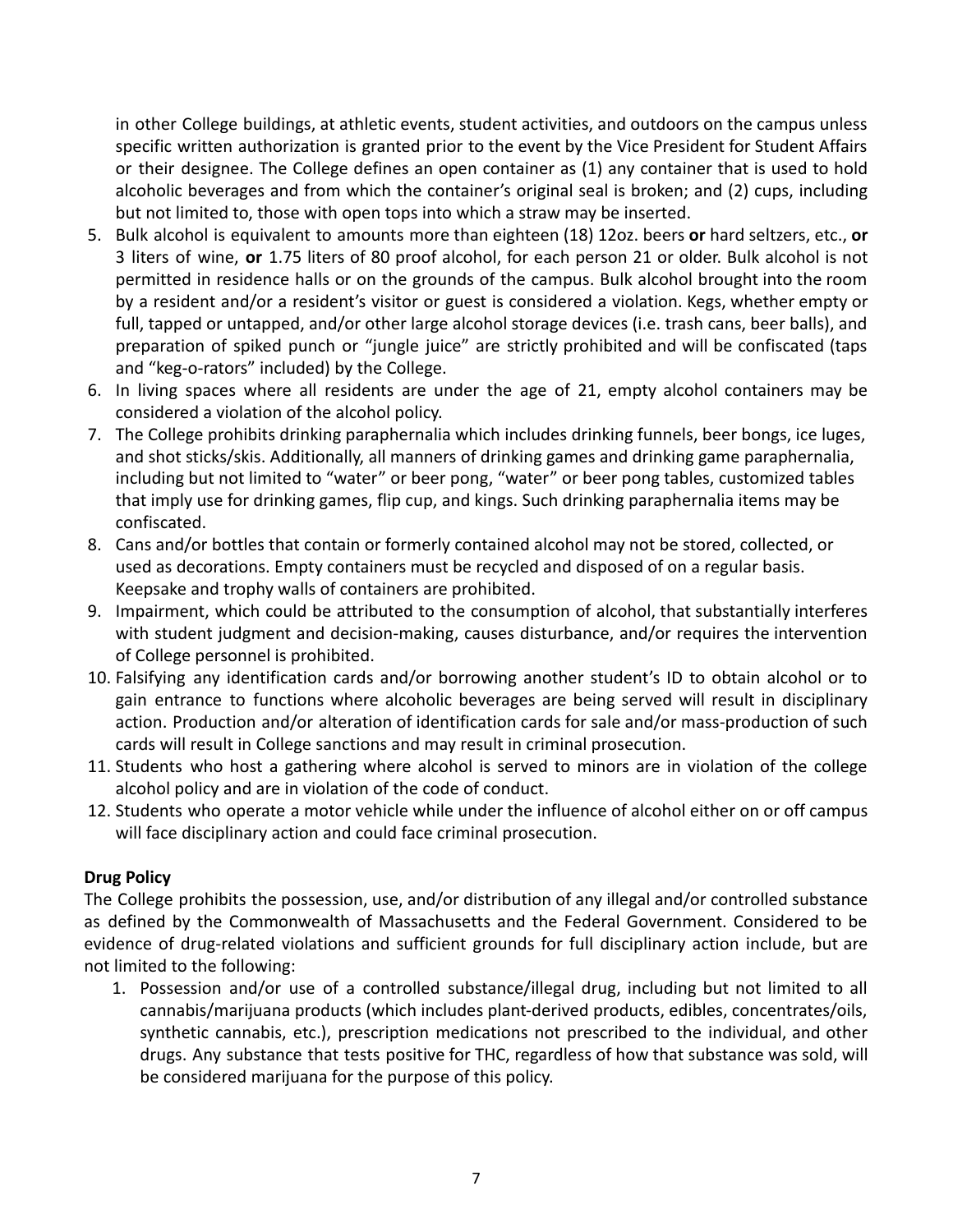in other College buildings, at athletic events, student activities, and outdoors on the campus unless specific written authorization is granted prior to the event by the Vice President for Student Affairs or their designee. The College defines an open container as (1) any container that is used to hold alcoholic beverages and from which the container's original seal is broken; and (2) cups, including but not limited to, those with open tops into which a straw may be inserted.

5. Bulk alcohol is equivalent to amounts more than eighteen (18) 12oz. beers **or** hard seltzers, etc., **or** 3 liters of wine, **or** 1.75 liters of 80 proof alcohol, for each person 21 or older. Bulk alcohol is not permitted in residence halls or on the grounds of the campus. Bulk alcohol brought into the room by a resident and/or a resident's visitor or guest is considered a violation. Kegs, whether empty or full, tapped or untapped, and/or other large alcohol storage devices (i.e. trash cans, beer balls), and preparation of spiked punch or "jungle juice" are strictly prohibited and will be confiscated (taps and "keg-o-rators" included) by the College.
6. In living spaces where all residents are under the age of 21, empty alcohol containers may be considered a violation of the alcohol policy.
7. The College prohibits drinking paraphernalia which includes drinking funnels, beer bongs, ice luges, and shot sticks/skis. Additionally, all manners of drinking games and drinking game paraphernalia, including but not limited to "water" or beer pong, "water" or beer pong tables, customized tables that imply use for drinking games, flip cup, and kings. Such drinking paraphernalia items may be confiscated.
8. Cans and/or bottles that contain or formerly contained alcohol may not be stored, collected, or used as decorations. Empty containers must be recycled and disposed of on a regular basis. Keepsake and trophy walls of containers are prohibited.
9. Impairment, which could be attributed to the consumption of alcohol, that substantially interferes with student judgment and decision-making, causes disturbance, and/or requires the intervention of College personnel is prohibited.
10. Falsifying any identification cards and/or borrowing another student's ID to obtain alcohol or to gain entrance to functions where alcoholic beverages are being served will result in disciplinary action. Production and/or alteration of identification cards for sale and/or mass-production of such cards will result in College sanctions and may result in criminal prosecution.
11. Students who host a gathering where alcohol is served to minors are in violation of the college alcohol policy and are in violation of the code of conduct.
12. Students who operate a motor vehicle while under the influence of alcohol either on or off campus will face disciplinary action and could face criminal prosecution.

**Drug Policy**

The College prohibits the possession, use, and/or distribution of any illegal and/or controlled substance as defined by the Commonwealth of Massachusetts and the Federal Government. Considered to be evidence of drug-related violations and sufficient grounds for full disciplinary action include, but are not limited to the following:

1. Possession and/or use of a controlled substance/illegal drug, including but not limited to all cannabis/marijuana products (which includes plant-derived products, edibles, concentrates/oils, synthetic cannabis, etc.), prescription medications not prescribed to the individual, and other drugs. Any substance that tests positive for THC, regardless of how that substance was sold, will be considered marijuana for the purpose of this policy.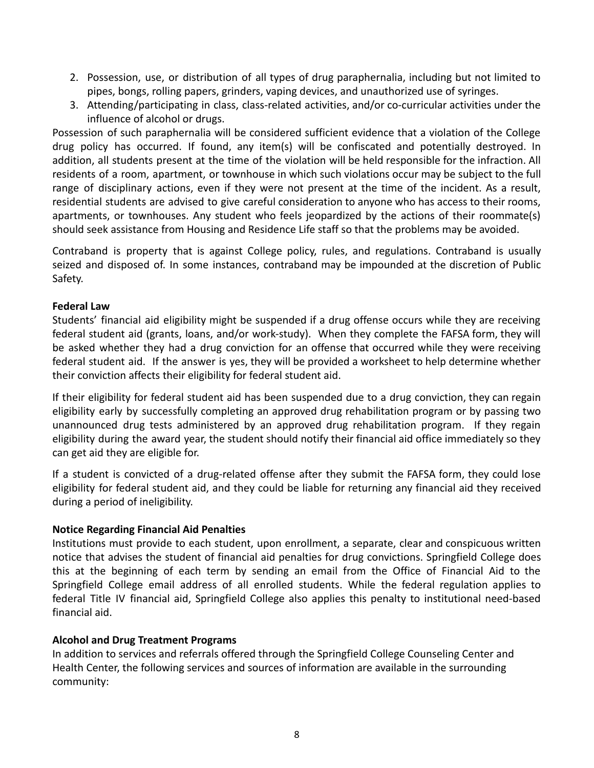2. Possession, use, or distribution of all types of drug paraphernalia, including but not limited to pipes, bongs, rolling papers, grinders, vaping devices, and unauthorized use of syringes.
3. Attending/participating in class, class-related activities, and/or co-curricular activities under the influence of alcohol or drugs.

Possession of such paraphernalia will be considered sufficient evidence that a violation of the College drug policy has occurred. If found, any item(s) will be confiscated and potentially destroyed. In addition, all students present at the time of the violation will be held responsible for the infraction. All residents of a room, apartment, or townhouse in which such violations occur may be subject to the full range of disciplinary actions, even if they were not present at the time of the incident. As a result, residential students are advised to give careful consideration to anyone who has access to their rooms, apartments, or townhouses. Any student who feels jeopardized by the actions of their roommate(s) should seek assistance from Housing and Residence Life staff so that the problems may be avoided.

Contraband is property that is against College policy, rules, and regulations. Contraband is usually seized and disposed of. In some instances, contraband may be impounded at the discretion of Public Safety.

**Federal Law**

Students' financial aid eligibility might be suspended if a drug offense occurs while they are receiving federal student aid (grants, loans, and/or work-study). When they complete the FAFSA form, they will be asked whether they had a drug conviction for an offense that occurred while they were receiving federal student aid. If the answer is yes, they will be provided a worksheet to help determine whether their conviction affects their eligibility for federal student aid.

If their eligibility for federal student aid has been suspended due to a drug conviction, they can regain eligibility early by successfully completing an approved drug rehabilitation program or by passing two unannounced drug tests administered by an approved drug rehabilitation program. If they regain eligibility during the award year, the student should notify their financial aid office immediately so they can get aid they are eligible for.

If a student is convicted of a drug-related offense after they submit the FAFSA form, they could lose eligibility for federal student aid, and they could be liable for returning any financial aid they received during a period of ineligibility.

**Notice Regarding Financial Aid Penalties**

Institutions must provide to each student, upon enrollment, a separate, clear and conspicuous written notice that advises the student of financial aid penalties for drug convictions. Springfield College does this at the beginning of each term by sending an email from the Office of Financial Aid to the Springfield College email address of all enrolled students. While the federal regulation applies to federal Title IV financial aid, Springfield College also applies this penalty to institutional need-based financial aid.

**Alcohol and Drug Treatment Programs**

In addition to services and referrals offered through the Springfield College Counseling Center and Health Center, the following services and sources of information are available in the surrounding community: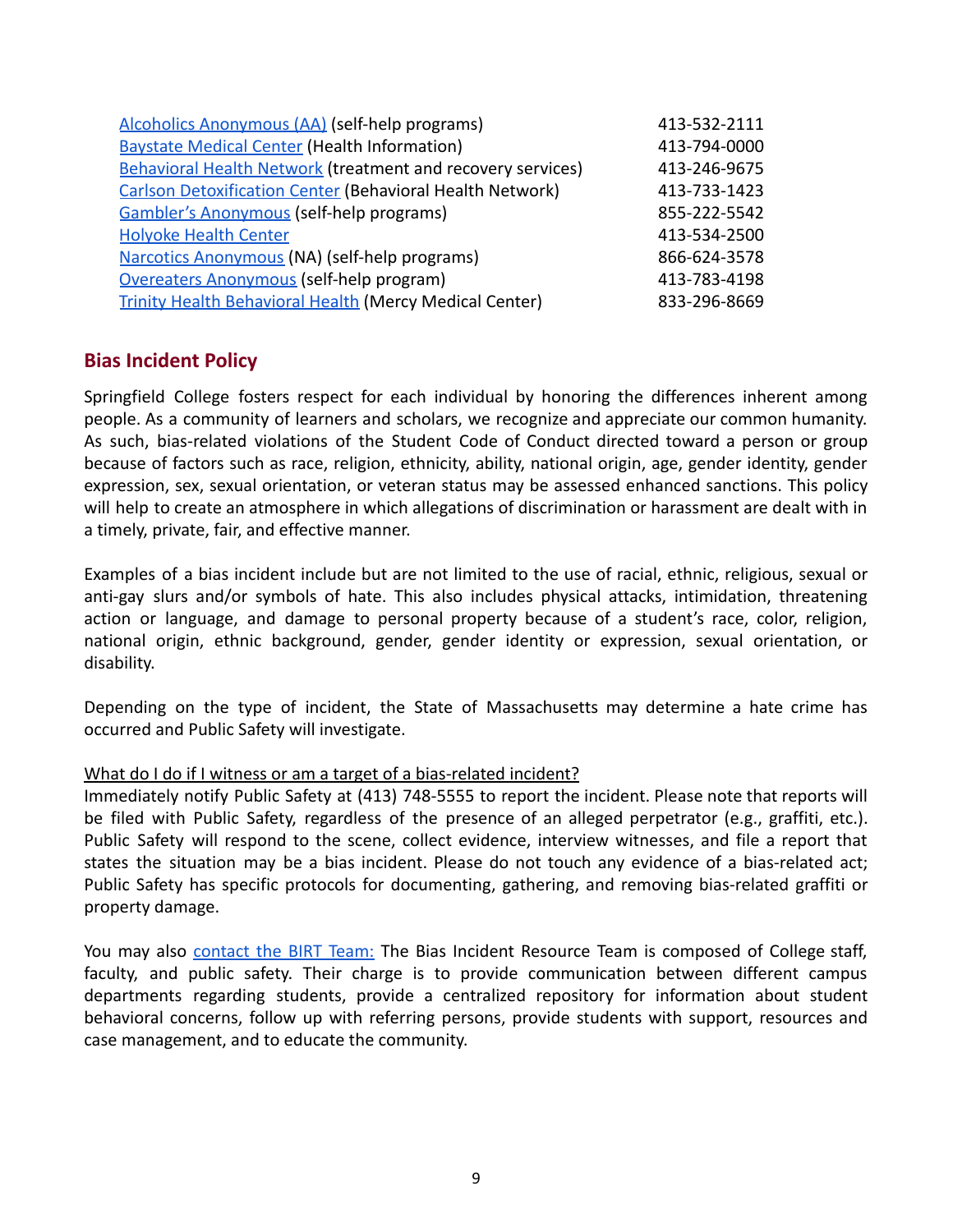| | |
|---|---|
| Alcoholics Anonymous (AA) (self-help programs) | 413-532-2111 |
| Baystate Medical Center (Health Information) | 413-794-0000 |
| Behavioral Health Network (treatment and recovery services) | 413-246-9675 |
| Carlson Detoxification Center (Behavioral Health Network) | 413-733-1423 |
| Gambler's Anonymous (self-help programs) | 855-222-5542 |
| Holyoke Health Center | 413-534-2500 |
| Narcotics Anonymous (NA) (self-help programs) | 866-624-3578 |
| Overeaters Anonymous (self-help program) | 413-783-4198 |
| Trinity Health Behavioral Health (Mercy Medical Center) | 833-296-8669 |

## Bias Incident Policy

Springfield College fosters respect for each individual by honoring the differences inherent among people. As a community of learners and scholars, we recognize and appreciate our common humanity. As such, bias-related violations of the Student Code of Conduct directed toward a person or group because of factors such as race, religion, ethnicity, ability, national origin, age, gender identity, gender expression, sex, sexual orientation, or veteran status may be assessed enhanced sanctions. This policy will help to create an atmosphere in which allegations of discrimination or harassment are dealt with in a timely, private, fair, and effective manner.

Examples of a bias incident include but are not limited to the use of racial, ethnic, religious, sexual or anti-gay slurs and/or symbols of hate. This also includes physical attacks, intimidation, threatening action or language, and damage to personal property because of a student's race, color, religion, national origin, ethnic background, gender, gender identity or expression, sexual orientation, or disability.

Depending on the type of incident, the State of Massachusetts may determine a hate crime has occurred and Public Safety will investigate.

What do I do if I witness or am a target of a bias-related incident?

Immediately notify Public Safety at (413) 748-5555 to report the incident. Please note that reports will be filed with Public Safety, regardless of the presence of an alleged perpetrator (e.g., graffiti, etc.). Public Safety will respond to the scene, collect evidence, interview witnesses, and file a report that states the situation may be a bias incident. Please do not touch any evidence of a bias-related act; Public Safety has specific protocols for documenting, gathering, and removing bias-related graffiti or property damage.

You may also contact the BIRT Team: The Bias Incident Resource Team is composed of College staff, faculty, and public safety. Their charge is to provide communication between different campus departments regarding students, provide a centralized repository for information about student behavioral concerns, follow up with referring persons, provide students with support, resources and case management, and to educate the community.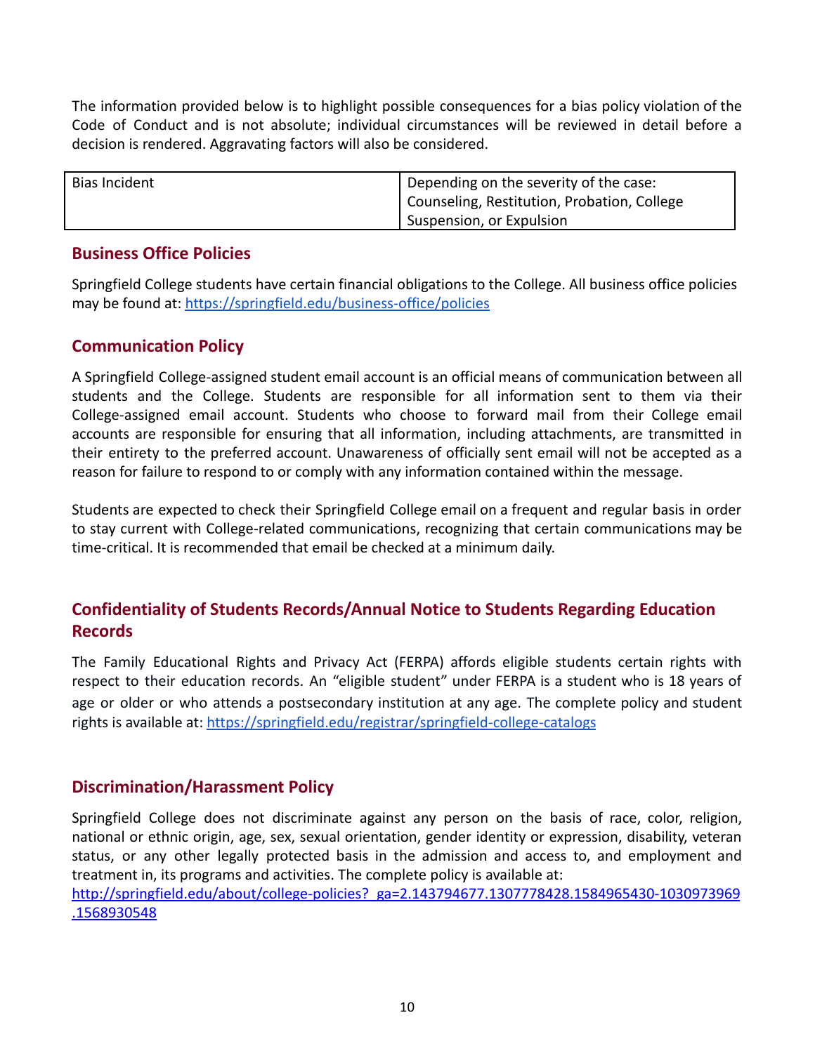The information provided below is to highlight possible consequences for a bias policy violation of the Code of Conduct and is not absolute; individual circumstances will be reviewed in detail before a decision is rendered. Aggravating factors will also be considered.

| Bias Incident | Depending on the severity of the case: Counseling, Restitution, Probation, College Suspension, or Expulsion |
|---|---|

## Business Office Policies

Springfield College students have certain financial obligations to the College. All business office policies may be found at: https://springfield.edu/business-office/policies

## Communication Policy

A Springfield College-assigned student email account is an official means of communication between all students and the College. Students are responsible for all information sent to them via their College-assigned email account. Students who choose to forward mail from their College email accounts are responsible for ensuring that all information, including attachments, are transmitted in their entirety to the preferred account. Unawareness of officially sent email will not be accepted as a reason for failure to respond to or comply with any information contained within the message.

Students are expected to check their Springfield College email on a frequent and regular basis in order to stay current with College-related communications, recognizing that certain communications may be time-critical. It is recommended that email be checked at a minimum daily.

## Confidentiality of Students Records/Annual Notice to Students Regarding Education Records

The Family Educational Rights and Privacy Act (FERPA) affords eligible students certain rights with respect to their education records. An "eligible student" under FERPA is a student who is 18 years of age or older or who attends a postsecondary institution at any age. The complete policy and student rights is available at: https://springfield.edu/registrar/springfield-college-catalogs

## Discrimination/Harassment Policy

Springfield College does not discriminate against any person on the basis of race, color, religion, national or ethnic origin, age, sex, sexual orientation, gender identity or expression, disability, veteran status, or any other legally protected basis in the admission and access to, and employment and treatment in, its programs and activities. The complete policy is available at: http://springfield.edu/about/college-policies?_ga=2.143794677.1307778428.1584965430-1030973969.1568930548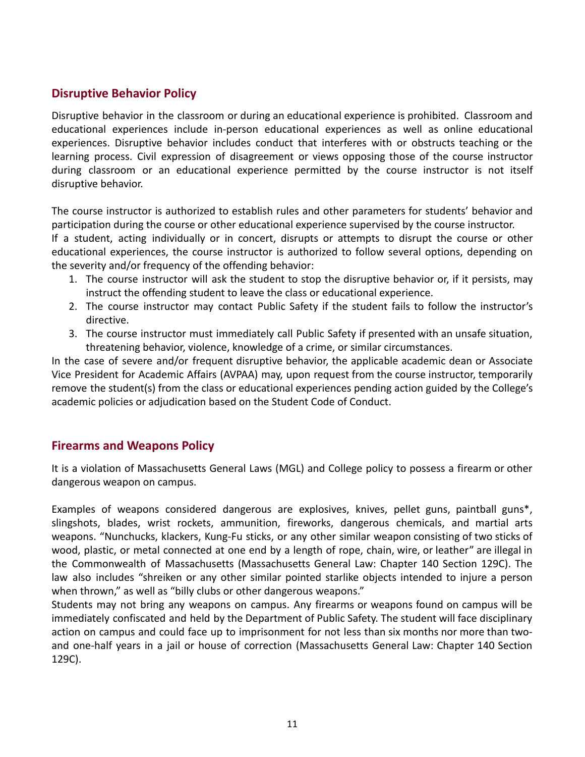## Disruptive Behavior Policy

Disruptive behavior in the classroom or during an educational experience is prohibited. Classroom and educational experiences include in-person educational experiences as well as online educational experiences. Disruptive behavior includes conduct that interferes with or obstructs teaching or the learning process. Civil expression of disagreement or views opposing those of the course instructor during classroom or an educational experience permitted by the course instructor is not itself disruptive behavior.

The course instructor is authorized to establish rules and other parameters for students' behavior and participation during the course or other educational experience supervised by the course instructor.
If a student, acting individually or in concert, disrupts or attempts to disrupt the course or other educational experiences, the course instructor is authorized to follow several options, depending on the severity and/or frequency of the offending behavior:

1. The course instructor will ask the student to stop the disruptive behavior or, if it persists, may instruct the offending student to leave the class or educational experience.
2. The course instructor may contact Public Safety if the student fails to follow the instructor's directive.
3. The course instructor must immediately call Public Safety if presented with an unsafe situation, threatening behavior, violence, knowledge of a crime, or similar circumstances.

In the case of severe and/or frequent disruptive behavior, the applicable academic dean or Associate Vice President for Academic Affairs (AVPAA) may, upon request from the course instructor, temporarily remove the student(s) from the class or educational experiences pending action guided by the College's academic policies or adjudication based on the Student Code of Conduct.

## Firearms and Weapons Policy

It is a violation of Massachusetts General Laws (MGL) and College policy to possess a firearm or other dangerous weapon on campus.

Examples of weapons considered dangerous are explosives, knives, pellet guns, paintball guns*, slingshots, blades, wrist rockets, ammunition, fireworks, dangerous chemicals, and martial arts weapons. "Nunchucks, klackers, Kung-Fu sticks, or any other similar weapon consisting of two sticks of wood, plastic, or metal connected at one end by a length of rope, chain, wire, or leather" are illegal in the Commonwealth of Massachusetts (Massachusetts General Law: Chapter 140 Section 129C). The law also includes "shreiken or any other similar pointed starlike objects intended to injure a person when thrown," as well as "billy clubs or other dangerous weapons."
Students may not bring any weapons on campus. Any firearms or weapons found on campus will be immediately confiscated and held by the Department of Public Safety. The student will face disciplinary action on campus and could face up to imprisonment for not less than six months nor more than two-and one-half years in a jail or house of correction (Massachusetts General Law: Chapter 140 Section 129C).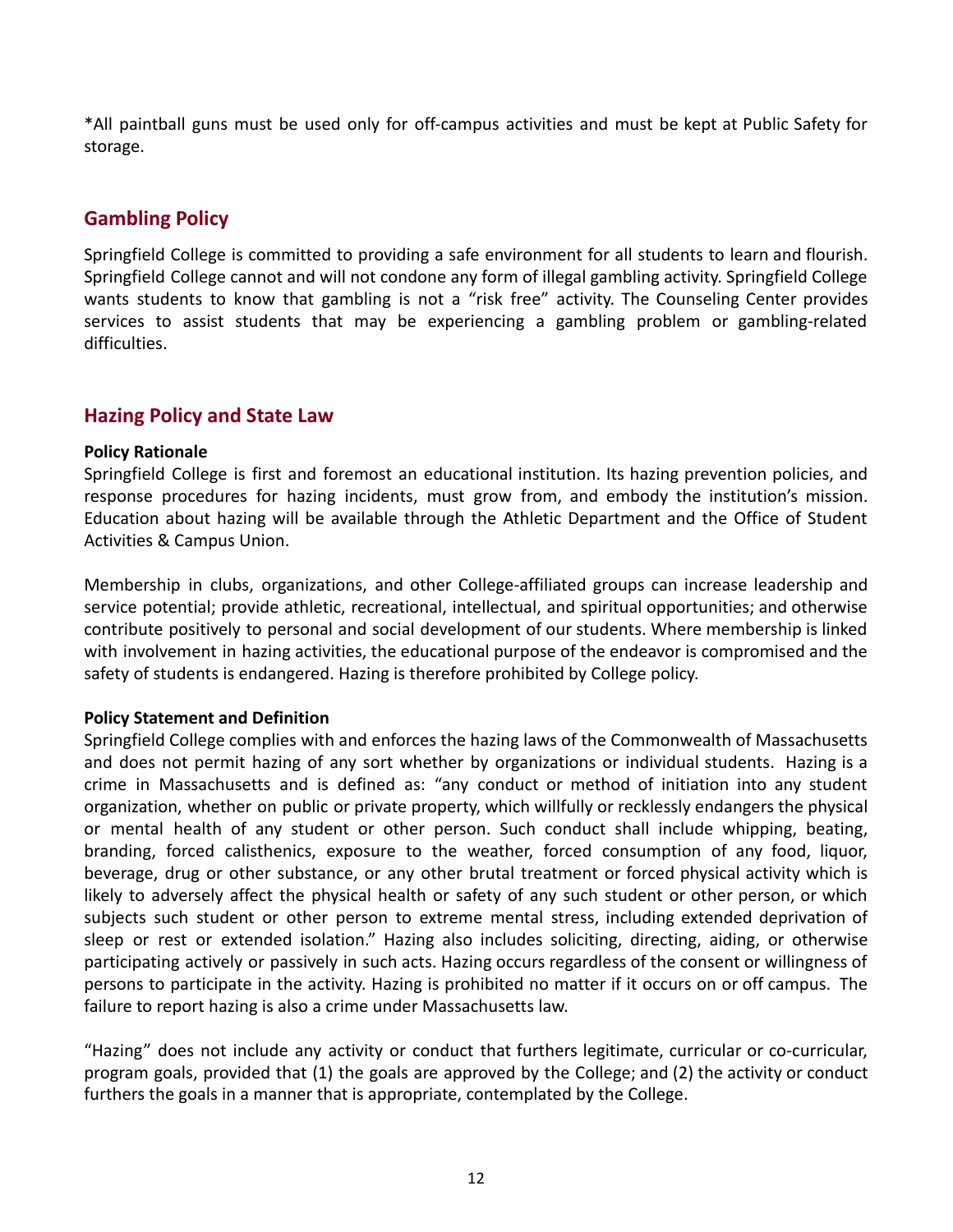*All paintball guns must be used only for off-campus activities and must be kept at Public Safety for storage.

## Gambling Policy

Springfield College is committed to providing a safe environment for all students to learn and flourish. Springfield College cannot and will not condone any form of illegal gambling activity. Springfield College wants students to know that gambling is not a "risk free" activity. The Counseling Center provides services to assist students that may be experiencing a gambling problem or gambling-related difficulties.

## Hazing Policy and State Law

**Policy Rationale**

Springfield College is first and foremost an educational institution. Its hazing prevention policies, and response procedures for hazing incidents, must grow from, and embody the institution's mission. Education about hazing will be available through the Athletic Department and the Office of Student Activities & Campus Union.

Membership in clubs, organizations, and other College-affiliated groups can increase leadership and service potential; provide athletic, recreational, intellectual, and spiritual opportunities; and otherwise contribute positively to personal and social development of our students. Where membership is linked with involvement in hazing activities, the educational purpose of the endeavor is compromised and the safety of students is endangered. Hazing is therefore prohibited by College policy.

**Policy Statement and Definition**

Springfield College complies with and enforces the hazing laws of the Commonwealth of Massachusetts and does not permit hazing of any sort whether by organizations or individual students. Hazing is a crime in Massachusetts and is defined as: "any conduct or method of initiation into any student organization, whether on public or private property, which willfully or recklessly endangers the physical or mental health of any student or other person. Such conduct shall include whipping, beating, branding, forced calisthenics, exposure to the weather, forced consumption of any food, liquor, beverage, drug or other substance, or any other brutal treatment or forced physical activity which is likely to adversely affect the physical health or safety of any such student or other person, or which subjects such student or other person to extreme mental stress, including extended deprivation of sleep or rest or extended isolation." Hazing also includes soliciting, directing, aiding, or otherwise participating actively or passively in such acts. Hazing occurs regardless of the consent or willingness of persons to participate in the activity. Hazing is prohibited no matter if it occurs on or off campus. The failure to report hazing is also a crime under Massachusetts law.

"Hazing" does not include any activity or conduct that furthers legitimate, curricular or co-curricular, program goals, provided that (1) the goals are approved by the College; and (2) the activity or conduct furthers the goals in a manner that is appropriate, contemplated by the College.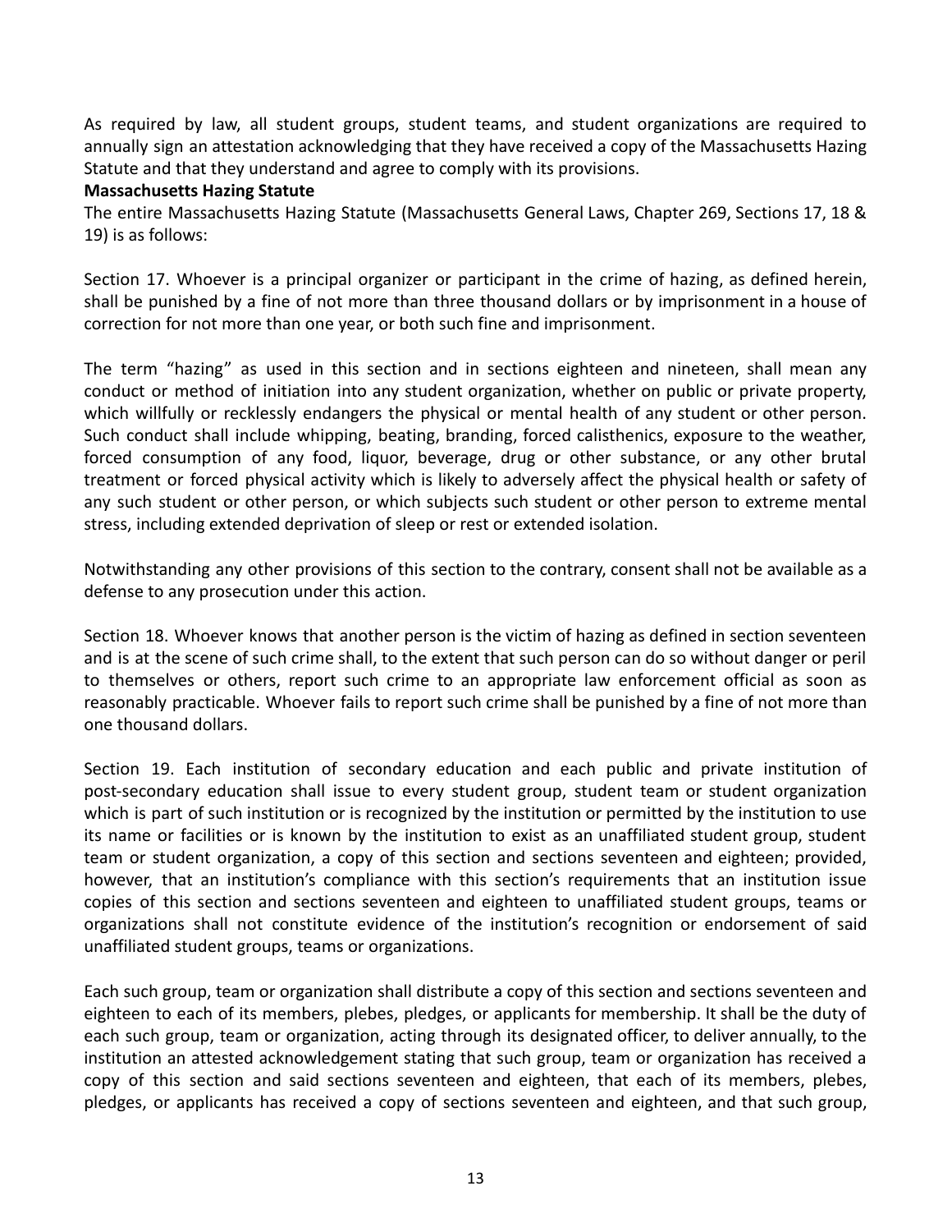As required by law, all student groups, student teams, and student organizations are required to annually sign an attestation acknowledging that they have received a copy of the Massachusetts Hazing Statute and that they understand and agree to comply with its provisions.

**Massachusetts Hazing Statute**

The entire Massachusetts Hazing Statute (Massachusetts General Laws, Chapter 269, Sections 17, 18 & 19) is as follows:

Section 17. Whoever is a principal organizer or participant in the crime of hazing, as defined herein, shall be punished by a fine of not more than three thousand dollars or by imprisonment in a house of correction for not more than one year, or both such fine and imprisonment.

The term “hazing” as used in this section and in sections eighteen and nineteen, shall mean any conduct or method of initiation into any student organization, whether on public or private property, which willfully or recklessly endangers the physical or mental health of any student or other person. Such conduct shall include whipping, beating, branding, forced calisthenics, exposure to the weather, forced consumption of any food, liquor, beverage, drug or other substance, or any other brutal treatment or forced physical activity which is likely to adversely affect the physical health or safety of any such student or other person, or which subjects such student or other person to extreme mental stress, including extended deprivation of sleep or rest or extended isolation.

Notwithstanding any other provisions of this section to the contrary, consent shall not be available as a defense to any prosecution under this action.

Section 18. Whoever knows that another person is the victim of hazing as defined in section seventeen and is at the scene of such crime shall, to the extent that such person can do so without danger or peril to themselves or others, report such crime to an appropriate law enforcement official as soon as reasonably practicable. Whoever fails to report such crime shall be punished by a fine of not more than one thousand dollars.

Section 19. Each institution of secondary education and each public and private institution of post-secondary education shall issue to every student group, student team or student organization which is part of such institution or is recognized by the institution or permitted by the institution to use its name or facilities or is known by the institution to exist as an unaffiliated student group, student team or student organization, a copy of this section and sections seventeen and eighteen; provided, however, that an institution’s compliance with this section’s requirements that an institution issue copies of this section and sections seventeen and eighteen to unaffiliated student groups, teams or organizations shall not constitute evidence of the institution’s recognition or endorsement of said unaffiliated student groups, teams or organizations.

Each such group, team or organization shall distribute a copy of this section and sections seventeen and eighteen to each of its members, plebes, pledges, or applicants for membership. It shall be the duty of each such group, team or organization, acting through its designated officer, to deliver annually, to the institution an attested acknowledgement stating that such group, team or organization has received a copy of this section and said sections seventeen and eighteen, that each of its members, plebes, pledges, or applicants has received a copy of sections seventeen and eighteen, and that such group,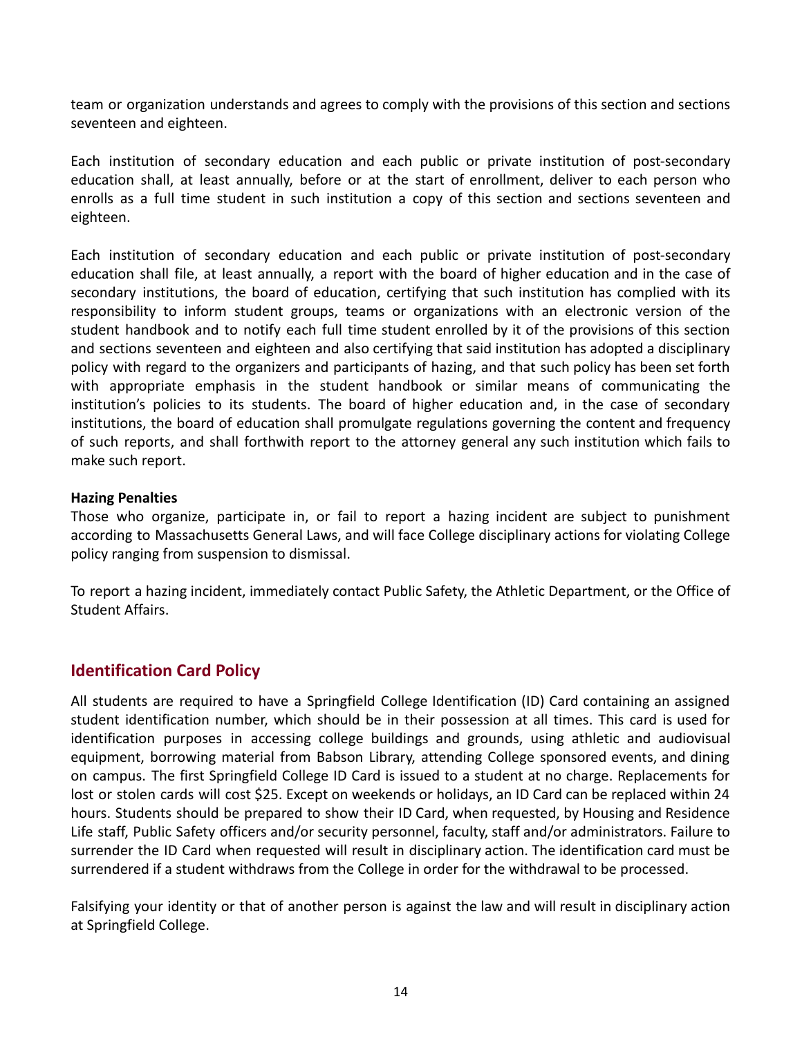team or organization understands and agrees to comply with the provisions of this section and sections seventeen and eighteen.

Each institution of secondary education and each public or private institution of post-secondary education shall, at least annually, before or at the start of enrollment, deliver to each person who enrolls as a full time student in such institution a copy of this section and sections seventeen and eighteen.

Each institution of secondary education and each public or private institution of post-secondary education shall file, at least annually, a report with the board of higher education and in the case of secondary institutions, the board of education, certifying that such institution has complied with its responsibility to inform student groups, teams or organizations with an electronic version of the student handbook and to notify each full time student enrolled by it of the provisions of this section and sections seventeen and eighteen and also certifying that said institution has adopted a disciplinary policy with regard to the organizers and participants of hazing, and that such policy has been set forth with appropriate emphasis in the student handbook or similar means of communicating the institution's policies to its students. The board of higher education and, in the case of secondary institutions, the board of education shall promulgate regulations governing the content and frequency of such reports, and shall forthwith report to the attorney general any such institution which fails to make such report.

**Hazing Penalties**

Those who organize, participate in, or fail to report a hazing incident are subject to punishment according to Massachusetts General Laws, and will face College disciplinary actions for violating College policy ranging from suspension to dismissal.

To report a hazing incident, immediately contact Public Safety, the Athletic Department, or the Office of Student Affairs.

## Identification Card Policy

All students are required to have a Springfield College Identification (ID) Card containing an assigned student identification number, which should be in their possession at all times. This card is used for identification purposes in accessing college buildings and grounds, using athletic and audiovisual equipment, borrowing material from Babson Library, attending College sponsored events, and dining on campus. The first Springfield College ID Card is issued to a student at no charge. Replacements for lost or stolen cards will cost $25. Except on weekends or holidays, an ID Card can be replaced within 24 hours. Students should be prepared to show their ID Card, when requested, by Housing and Residence Life staff, Public Safety officers and/or security personnel, faculty, staff and/or administrators. Failure to surrender the ID Card when requested will result in disciplinary action. The identification card must be surrendered if a student withdraws from the College in order for the withdrawal to be processed.

Falsifying your identity or that of another person is against the law and will result in disciplinary action at Springfield College.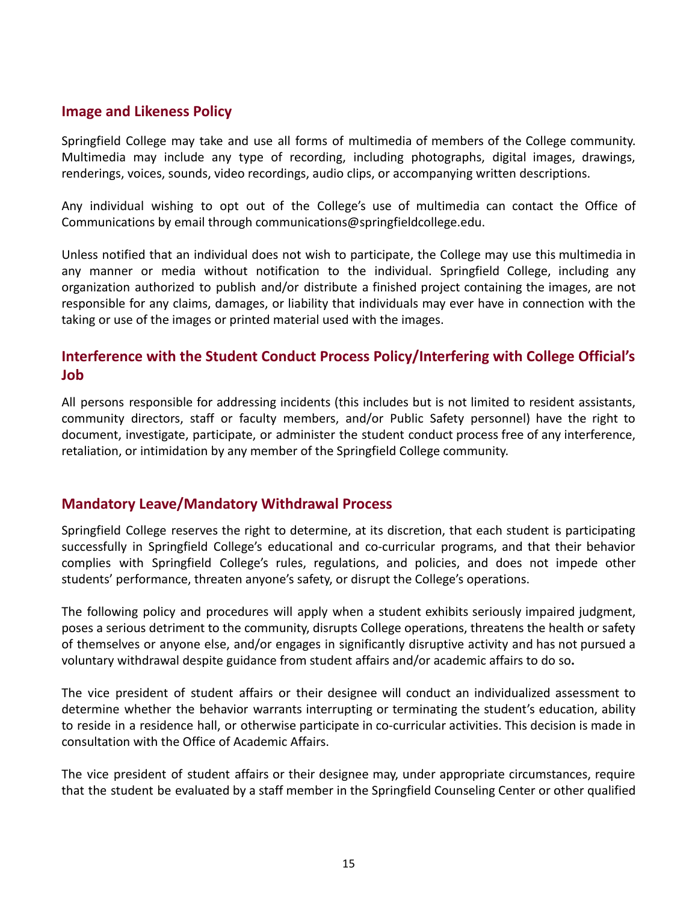## Image and Likeness Policy

Springfield College may take and use all forms of multimedia of members of the College community. Multimedia may include any type of recording, including photographs, digital images, drawings, renderings, voices, sounds, video recordings, audio clips, or accompanying written descriptions.

Any individual wishing to opt out of the College's use of multimedia can contact the Office of Communications by email through communications@springfieldcollege.edu.

Unless notified that an individual does not wish to participate, the College may use this multimedia in any manner or media without notification to the individual. Springfield College, including any organization authorized to publish and/or distribute a finished project containing the images, are not responsible for any claims, damages, or liability that individuals may ever have in connection with the taking or use of the images or printed material used with the images.

## Interference with the Student Conduct Process Policy/Interfering with College Official's Job

All persons responsible for addressing incidents (this includes but is not limited to resident assistants, community directors, staff or faculty members, and/or Public Safety personnel) have the right to document, investigate, participate, or administer the student conduct process free of any interference, retaliation, or intimidation by any member of the Springfield College community.

## Mandatory Leave/Mandatory Withdrawal Process

Springfield College reserves the right to determine, at its discretion, that each student is participating successfully in Springfield College's educational and co-curricular programs, and that their behavior complies with Springfield College's rules, regulations, and policies, and does not impede other students' performance, threaten anyone's safety, or disrupt the College's operations.

The following policy and procedures will apply when a student exhibits seriously impaired judgment, poses a serious detriment to the community, disrupts College operations, threatens the health or safety of themselves or anyone else, and/or engages in significantly disruptive activity and has not pursued a voluntary withdrawal despite guidance from student affairs and/or academic affairs to do so.

The vice president of student affairs or their designee will conduct an individualized assessment to determine whether the behavior warrants interrupting or terminating the student's education, ability to reside in a residence hall, or otherwise participate in co-curricular activities. This decision is made in consultation with the Office of Academic Affairs.

The vice president of student affairs or their designee may, under appropriate circumstances, require that the student be evaluated by a staff member in the Springfield Counseling Center or other qualified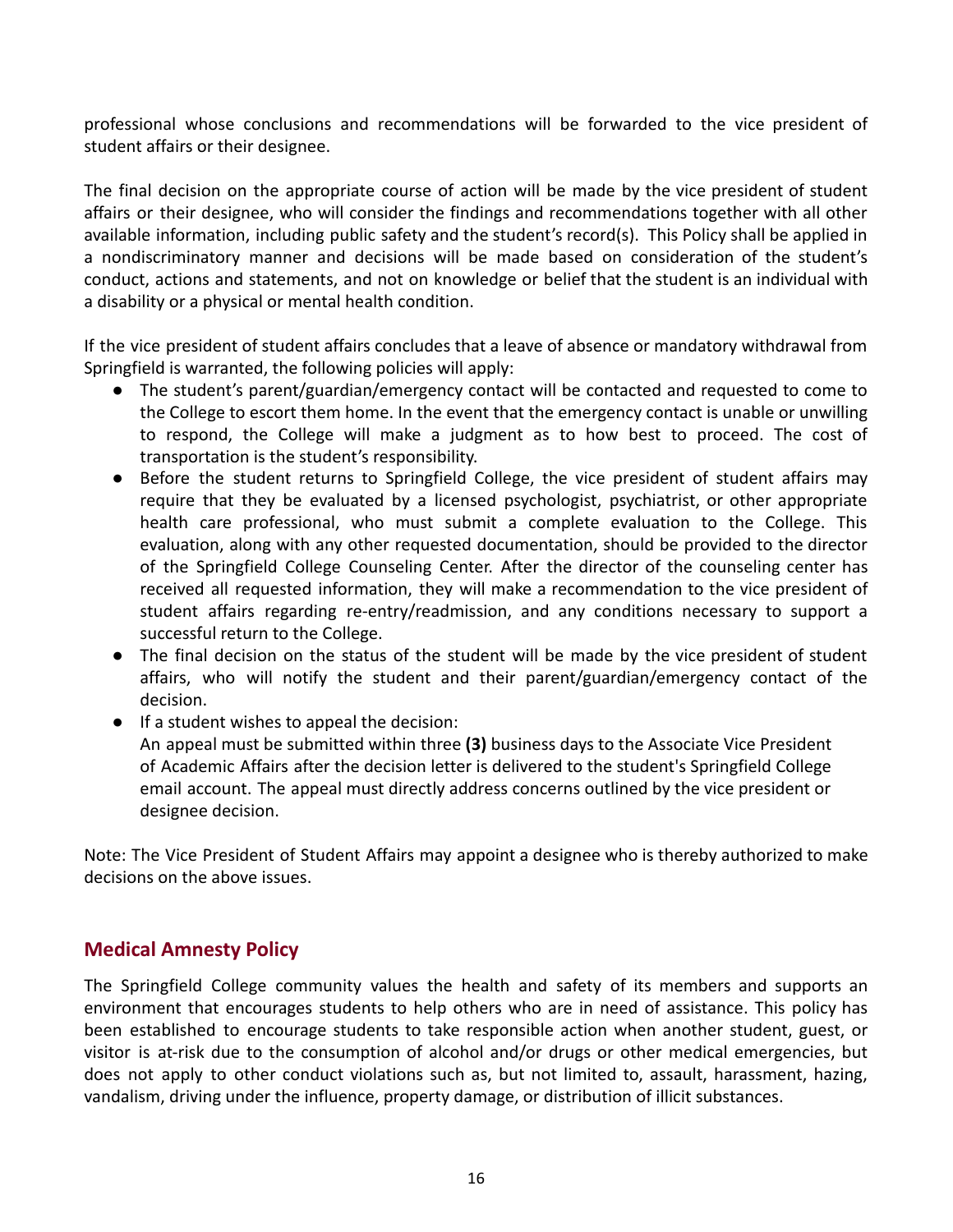professional whose conclusions and recommendations will be forwarded to the vice president of student affairs or their designee.

The final decision on the appropriate course of action will be made by the vice president of student affairs or their designee, who will consider the findings and recommendations together with all other available information, including public safety and the student's record(s). This Policy shall be applied in a nondiscriminatory manner and decisions will be made based on consideration of the student's conduct, actions and statements, and not on knowledge or belief that the student is an individual with a disability or a physical or mental health condition.

If the vice president of student affairs concludes that a leave of absence or mandatory withdrawal from Springfield is warranted, the following policies will apply:

- The student's parent/guardian/emergency contact will be contacted and requested to come to the College to escort them home. In the event that the emergency contact is unable or unwilling to respond, the College will make a judgment as to how best to proceed. The cost of transportation is the student's responsibility.
- Before the student returns to Springfield College, the vice president of student affairs may require that they be evaluated by a licensed psychologist, psychiatrist, or other appropriate health care professional, who must submit a complete evaluation to the College. This evaluation, along with any other requested documentation, should be provided to the director of the Springfield College Counseling Center. After the director of the counseling center has received all requested information, they will make a recommendation to the vice president of student affairs regarding re-entry/readmission, and any conditions necessary to support a successful return to the College.
- The final decision on the status of the student will be made by the vice president of student affairs, who will notify the student and their parent/guardian/emergency contact of the decision.
- If a student wishes to appeal the decision:
  An appeal must be submitted within three **(3)** business days to the Associate Vice President of Academic Affairs after the decision letter is delivered to the student's Springfield College email account. The appeal must directly address concerns outlined by the vice president or designee decision.

Note: The Vice President of Student Affairs may appoint a designee who is thereby authorized to make decisions on the above issues.

## Medical Amnesty Policy

The Springfield College community values the health and safety of its members and supports an environment that encourages students to help others who are in need of assistance. This policy has been established to encourage students to take responsible action when another student, guest, or visitor is at-risk due to the consumption of alcohol and/or drugs or other medical emergencies, but does not apply to other conduct violations such as, but not limited to, assault, harassment, hazing, vandalism, driving under the influence, property damage, or distribution of illicit substances.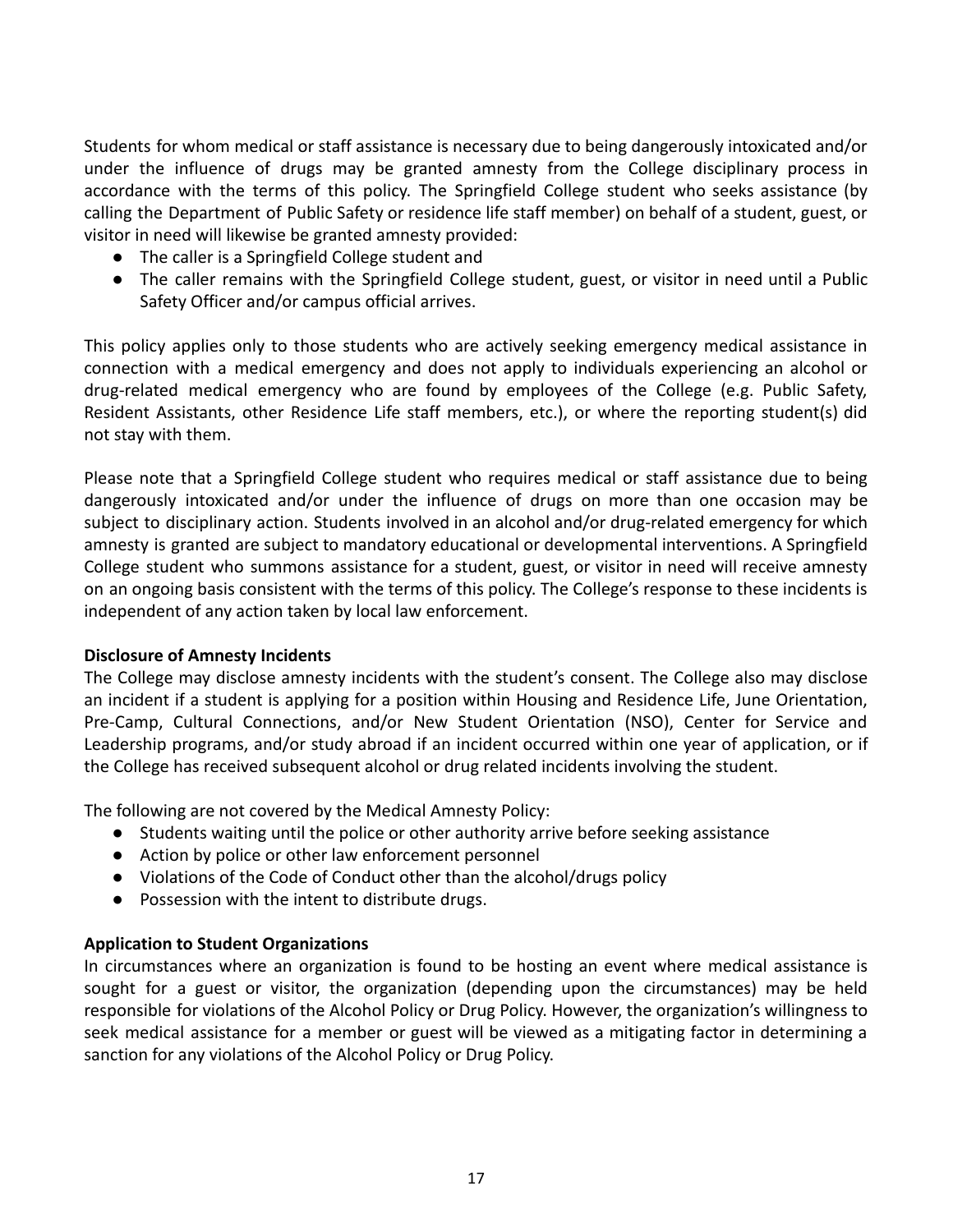Students for whom medical or staff assistance is necessary due to being dangerously intoxicated and/or under the influence of drugs may be granted amnesty from the College disciplinary process in accordance with the terms of this policy. The Springfield College student who seeks assistance (by calling the Department of Public Safety or residence life staff member) on behalf of a student, guest, or visitor in need will likewise be granted amnesty provided:

- The caller is a Springfield College student and
- The caller remains with the Springfield College student, guest, or visitor in need until a Public Safety Officer and/or campus official arrives.

This policy applies only to those students who are actively seeking emergency medical assistance in connection with a medical emergency and does not apply to individuals experiencing an alcohol or drug-related medical emergency who are found by employees of the College (e.g. Public Safety, Resident Assistants, other Residence Life staff members, etc.), or where the reporting student(s) did not stay with them.

Please note that a Springfield College student who requires medical or staff assistance due to being dangerously intoxicated and/or under the influence of drugs on more than one occasion may be subject to disciplinary action. Students involved in an alcohol and/or drug-related emergency for which amnesty is granted are subject to mandatory educational or developmental interventions. A Springfield College student who summons assistance for a student, guest, or visitor in need will receive amnesty on an ongoing basis consistent with the terms of this policy. The College's response to these incidents is independent of any action taken by local law enforcement.

**Disclosure of Amnesty Incidents**

The College may disclose amnesty incidents with the student's consent. The College also may disclose an incident if a student is applying for a position within Housing and Residence Life, June Orientation, Pre-Camp, Cultural Connections, and/or New Student Orientation (NSO), Center for Service and Leadership programs, and/or study abroad if an incident occurred within one year of application, or if the College has received subsequent alcohol or drug related incidents involving the student.

The following are not covered by the Medical Amnesty Policy:

- Students waiting until the police or other authority arrive before seeking assistance
- Action by police or other law enforcement personnel
- Violations of the Code of Conduct other than the alcohol/drugs policy
- Possession with the intent to distribute drugs.

**Application to Student Organizations**

In circumstances where an organization is found to be hosting an event where medical assistance is sought for a guest or visitor, the organization (depending upon the circumstances) may be held responsible for violations of the Alcohol Policy or Drug Policy. However, the organization's willingness to seek medical assistance for a member or guest will be viewed as a mitigating factor in determining a sanction for any violations of the Alcohol Policy or Drug Policy.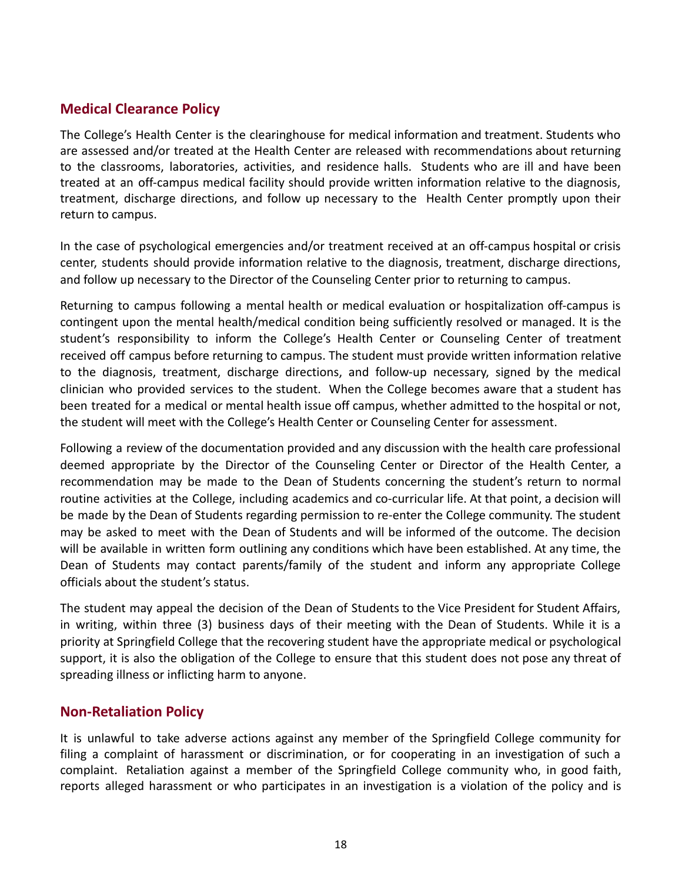## Medical Clearance Policy

The College's Health Center is the clearinghouse for medical information and treatment. Students who are assessed and/or treated at the Health Center are released with recommendations about returning to the classrooms, laboratories, activities, and residence halls. Students who are ill and have been treated at an off-campus medical facility should provide written information relative to the diagnosis, treatment, discharge directions, and follow up necessary to the Health Center promptly upon their return to campus.

In the case of psychological emergencies and/or treatment received at an off-campus hospital or crisis center, students should provide information relative to the diagnosis, treatment, discharge directions, and follow up necessary to the Director of the Counseling Center prior to returning to campus.

Returning to campus following a mental health or medical evaluation or hospitalization off-campus is contingent upon the mental health/medical condition being sufficiently resolved or managed. It is the student's responsibility to inform the College's Health Center or Counseling Center of treatment received off campus before returning to campus. The student must provide written information relative to the diagnosis, treatment, discharge directions, and follow-up necessary, signed by the medical clinician who provided services to the student. When the College becomes aware that a student has been treated for a medical or mental health issue off campus, whether admitted to the hospital or not, the student will meet with the College's Health Center or Counseling Center for assessment.

Following a review of the documentation provided and any discussion with the health care professional deemed appropriate by the Director of the Counseling Center or Director of the Health Center, a recommendation may be made to the Dean of Students concerning the student's return to normal routine activities at the College, including academics and co-curricular life. At that point, a decision will be made by the Dean of Students regarding permission to re-enter the College community. The student may be asked to meet with the Dean of Students and will be informed of the outcome. The decision will be available in written form outlining any conditions which have been established. At any time, the Dean of Students may contact parents/family of the student and inform any appropriate College officials about the student's status.

The student may appeal the decision of the Dean of Students to the Vice President for Student Affairs, in writing, within three (3) business days of their meeting with the Dean of Students. While it is a priority at Springfield College that the recovering student have the appropriate medical or psychological support, it is also the obligation of the College to ensure that this student does not pose any threat of spreading illness or inflicting harm to anyone.

## Non-Retaliation Policy

It is unlawful to take adverse actions against any member of the Springfield College community for filing a complaint of harassment or discrimination, or for cooperating in an investigation of such a complaint. Retaliation against a member of the Springfield College community who, in good faith, reports alleged harassment or who participates in an investigation is a violation of the policy and is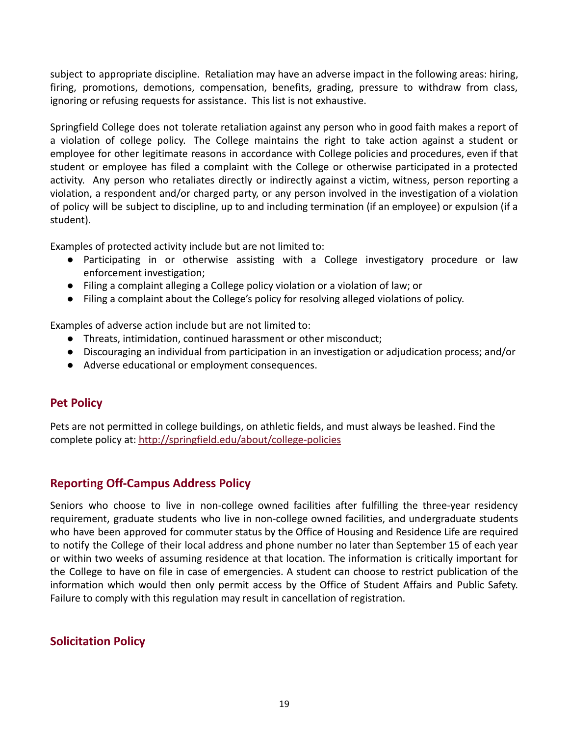subject to appropriate discipline. Retaliation may have an adverse impact in the following areas: hiring, firing, promotions, demotions, compensation, benefits, grading, pressure to withdraw from class, ignoring or refusing requests for assistance. This list is not exhaustive.

Springfield College does not tolerate retaliation against any person who in good faith makes a report of a violation of college policy. The College maintains the right to take action against a student or employee for other legitimate reasons in accordance with College policies and procedures, even if that student or employee has filed a complaint with the College or otherwise participated in a protected activity. Any person who retaliates directly or indirectly against a victim, witness, person reporting a violation, a respondent and/or charged party, or any person involved in the investigation of a violation of policy will be subject to discipline, up to and including termination (if an employee) or expulsion (if a student).

Examples of protected activity include but are not limited to:

- Participating in or otherwise assisting with a College investigatory procedure or law enforcement investigation;
- Filing a complaint alleging a College policy violation or a violation of law; or
- Filing a complaint about the College's policy for resolving alleged violations of policy.

Examples of adverse action include but are not limited to:

- Threats, intimidation, continued harassment or other misconduct;
- Discouraging an individual from participation in an investigation or adjudication process; and/or
- Adverse educational or employment consequences.

## Pet Policy

Pets are not permitted in college buildings, on athletic fields, and must always be leashed. Find the complete policy at: http://springfield.edu/about/college-policies

## Reporting Off-Campus Address Policy

Seniors who choose to live in non-college owned facilities after fulfilling the three-year residency requirement, graduate students who live in non-college owned facilities, and undergraduate students who have been approved for commuter status by the Office of Housing and Residence Life are required to notify the College of their local address and phone number no later than September 15 of each year or within two weeks of assuming residence at that location. The information is critically important for the College to have on file in case of emergencies. A student can choose to restrict publication of the information which would then only permit access by the Office of Student Affairs and Public Safety. Failure to comply with this regulation may result in cancellation of registration.

## Solicitation Policy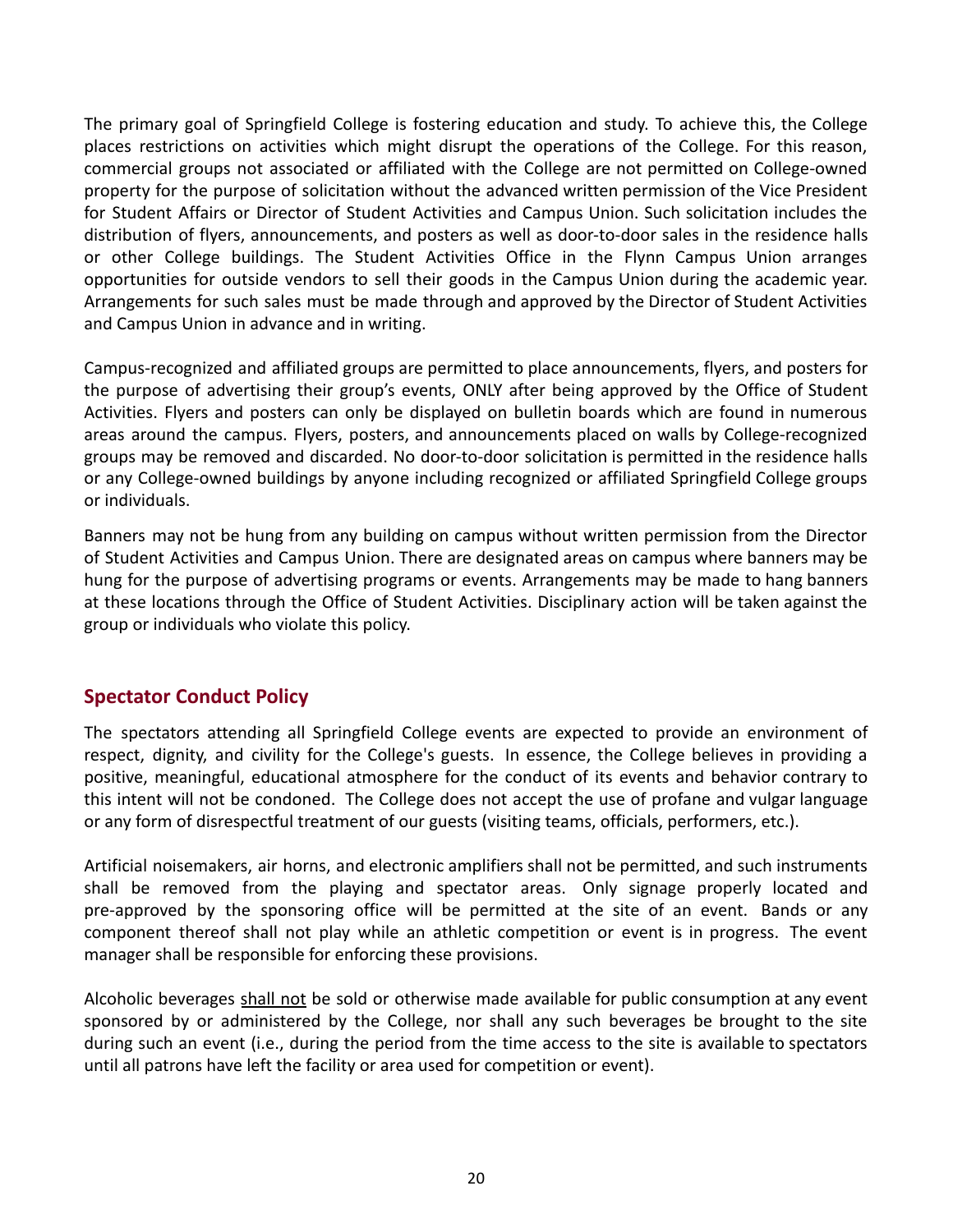The primary goal of Springfield College is fostering education and study. To achieve this, the College places restrictions on activities which might disrupt the operations of the College. For this reason, commercial groups not associated or affiliated with the College are not permitted on College-owned property for the purpose of solicitation without the advanced written permission of the Vice President for Student Affairs or Director of Student Activities and Campus Union. Such solicitation includes the distribution of flyers, announcements, and posters as well as door-to-door sales in the residence halls or other College buildings. The Student Activities Office in the Flynn Campus Union arranges opportunities for outside vendors to sell their goods in the Campus Union during the academic year. Arrangements for such sales must be made through and approved by the Director of Student Activities and Campus Union in advance and in writing.

Campus-recognized and affiliated groups are permitted to place announcements, flyers, and posters for the purpose of advertising their group's events, ONLY after being approved by the Office of Student Activities. Flyers and posters can only be displayed on bulletin boards which are found in numerous areas around the campus. Flyers, posters, and announcements placed on walls by College-recognized groups may be removed and discarded. No door-to-door solicitation is permitted in the residence halls or any College-owned buildings by anyone including recognized or affiliated Springfield College groups or individuals.

Banners may not be hung from any building on campus without written permission from the Director of Student Activities and Campus Union. There are designated areas on campus where banners may be hung for the purpose of advertising programs or events. Arrangements may be made to hang banners at these locations through the Office of Student Activities. Disciplinary action will be taken against the group or individuals who violate this policy.

## Spectator Conduct Policy

The spectators attending all Springfield College events are expected to provide an environment of respect, dignity, and civility for the College's guests. In essence, the College believes in providing a positive, meaningful, educational atmosphere for the conduct of its events and behavior contrary to this intent will not be condoned. The College does not accept the use of profane and vulgar language or any form of disrespectful treatment of our guests (visiting teams, officials, performers, etc.).

Artificial noisemakers, air horns, and electronic amplifiers shall not be permitted, and such instruments shall be removed from the playing and spectator areas. Only signage properly located and pre-approved by the sponsoring office will be permitted at the site of an event. Bands or any component thereof shall not play while an athletic competition or event is in progress. The event manager shall be responsible for enforcing these provisions.

Alcoholic beverages shall not be sold or otherwise made available for public consumption at any event sponsored by or administered by the College, nor shall any such beverages be brought to the site during such an event (i.e., during the period from the time access to the site is available to spectators until all patrons have left the facility or area used for competition or event).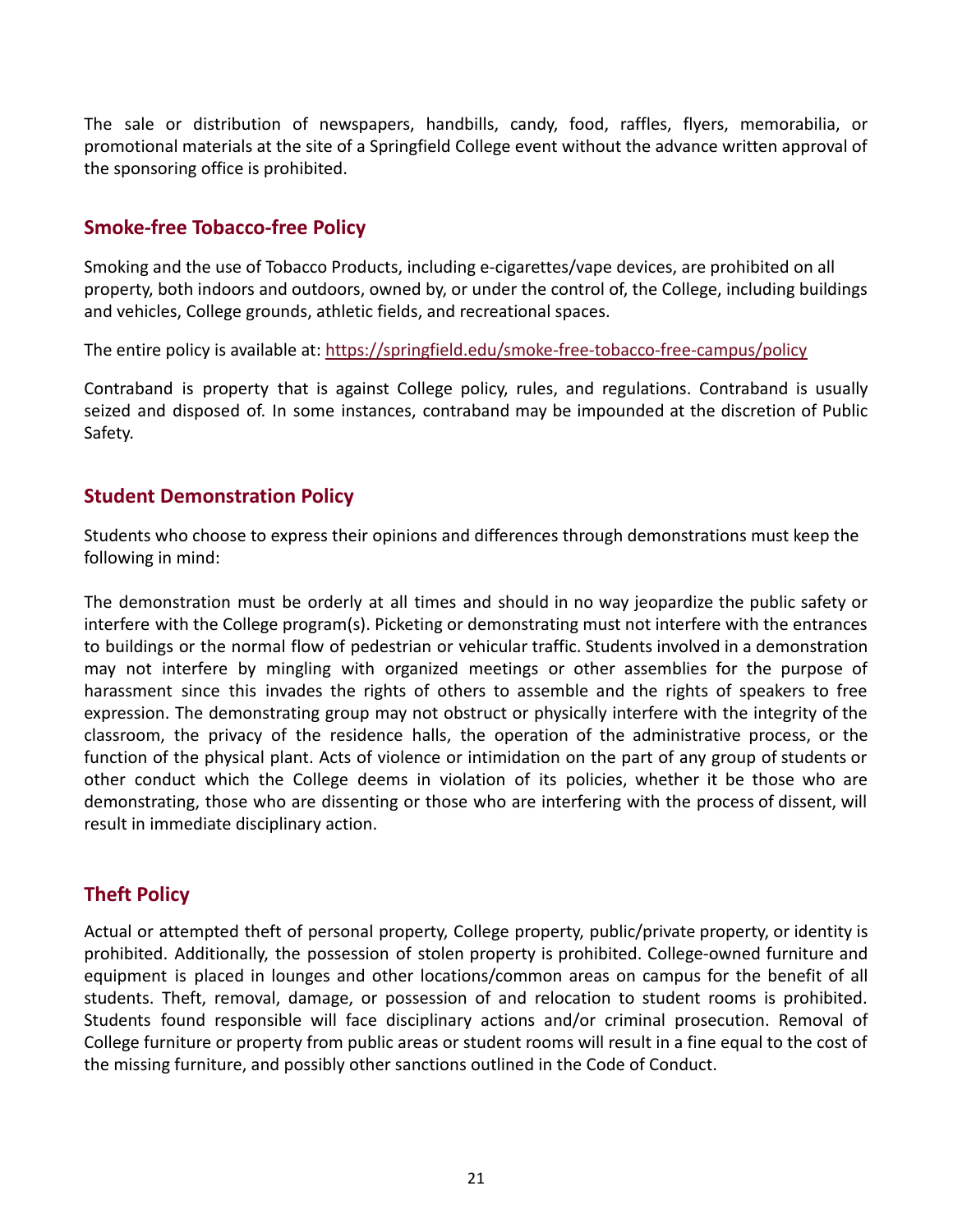The sale or distribution of newspapers, handbills, candy, food, raffles, flyers, memorabilia, or promotional materials at the site of a Springfield College event without the advance written approval of the sponsoring office is prohibited.

## Smoke-free Tobacco-free Policy

Smoking and the use of Tobacco Products, including e-cigarettes/vape devices, are prohibited on all property, both indoors and outdoors, owned by, or under the control of, the College, including buildings and vehicles, College grounds, athletic fields, and recreational spaces.

The entire policy is available at: [https://springfield.edu/smoke-free-tobacco-free-campus/policy](https://springfield.edu/smoke-free-tobacco-free-campus/policy)

Contraband is property that is against College policy, rules, and regulations. Contraband is usually seized and disposed of. In some instances, contraband may be impounded at the discretion of Public Safety.

## Student Demonstration Policy

Students who choose to express their opinions and differences through demonstrations must keep the following in mind:

The demonstration must be orderly at all times and should in no way jeopardize the public safety or interfere with the College program(s). Picketing or demonstrating must not interfere with the entrances to buildings or the normal flow of pedestrian or vehicular traffic. Students involved in a demonstration may not interfere by mingling with organized meetings or other assemblies for the purpose of harassment since this invades the rights of others to assemble and the rights of speakers to free expression. The demonstrating group may not obstruct or physically interfere with the integrity of the classroom, the privacy of the residence halls, the operation of the administrative process, or the function of the physical plant. Acts of violence or intimidation on the part of any group of students or other conduct which the College deems in violation of its policies, whether it be those who are demonstrating, those who are dissenting or those who are interfering with the process of dissent, will result in immediate disciplinary action.

## Theft Policy

Actual or attempted theft of personal property, College property, public/private property, or identity is prohibited. Additionally, the possession of stolen property is prohibited. College-owned furniture and equipment is placed in lounges and other locations/common areas on campus for the benefit of all students. Theft, removal, damage, or possession of and relocation to student rooms is prohibited. Students found responsible will face disciplinary actions and/or criminal prosecution. Removal of College furniture or property from public areas or student rooms will result in a fine equal to the cost of the missing furniture, and possibly other sanctions outlined in the Code of Conduct.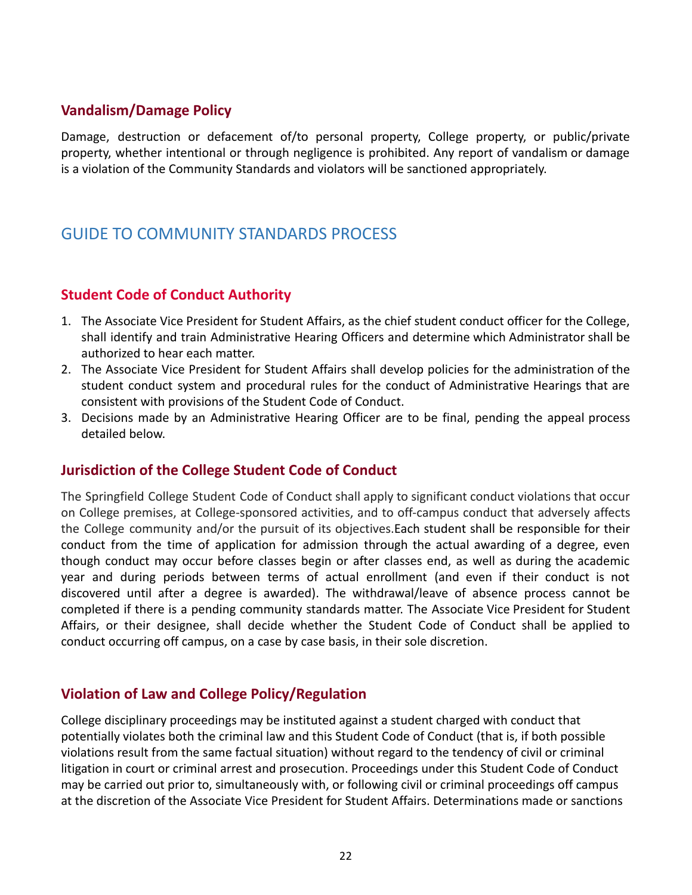### Vandalism/Damage Policy

Damage, destruction or defacement of/to personal property, College property, or public/private property, whether intentional or through negligence is prohibited. Any report of vandalism or damage is a violation of the Community Standards and violators will be sanctioned appropriately.

## GUIDE TO COMMUNITY STANDARDS PROCESS

### Student Code of Conduct Authority

1. The Associate Vice President for Student Affairs, as the chief student conduct officer for the College, shall identify and train Administrative Hearing Officers and determine which Administrator shall be authorized to hear each matter.
2. The Associate Vice President for Student Affairs shall develop policies for the administration of the student conduct system and procedural rules for the conduct of Administrative Hearings that are consistent with provisions of the Student Code of Conduct.
3. Decisions made by an Administrative Hearing Officer are to be final, pending the appeal process detailed below.

### Jurisdiction of the College Student Code of Conduct

The Springfield College Student Code of Conduct shall apply to significant conduct violations that occur on College premises, at College-sponsored activities, and to off-campus conduct that adversely affects the College community and/or the pursuit of its objectives.Each student shall be responsible for their conduct from the time of application for admission through the actual awarding of a degree, even though conduct may occur before classes begin or after classes end, as well as during the academic year and during periods between terms of actual enrollment (and even if their conduct is not discovered until after a degree is awarded). The withdrawal/leave of absence process cannot be completed if there is a pending community standards matter. The Associate Vice President for Student Affairs, or their designee, shall decide whether the Student Code of Conduct shall be applied to conduct occurring off campus, on a case by case basis, in their sole discretion.

### Violation of Law and College Policy/Regulation

College disciplinary proceedings may be instituted against a student charged with conduct that potentially violates both the criminal law and this Student Code of Conduct (that is, if both possible violations result from the same factual situation) without regard to the tendency of civil or criminal litigation in court or criminal arrest and prosecution. Proceedings under this Student Code of Conduct may be carried out prior to, simultaneously with, or following civil or criminal proceedings off campus at the discretion of the Associate Vice President for Student Affairs. Determinations made or sanctions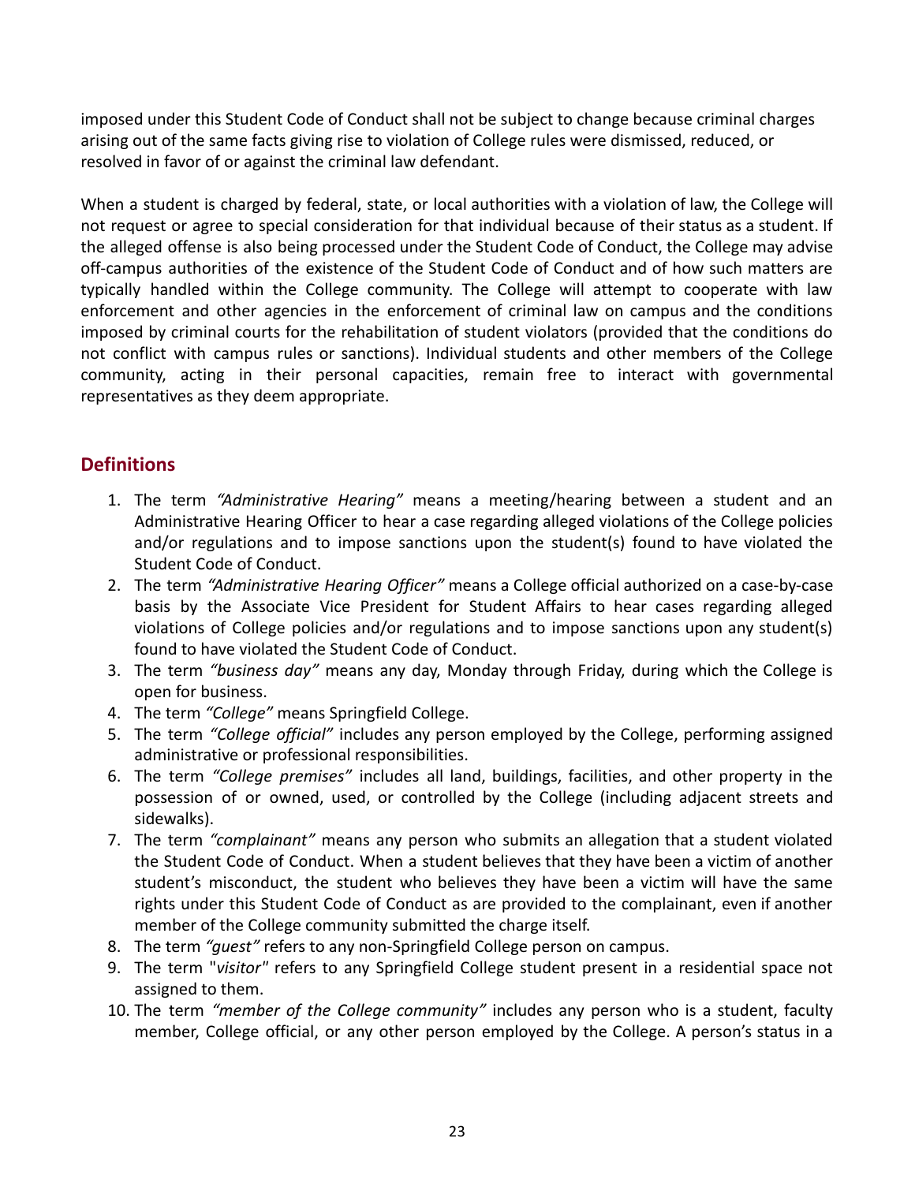imposed under this Student Code of Conduct shall not be subject to change because criminal charges arising out of the same facts giving rise to violation of College rules were dismissed, reduced, or resolved in favor of or against the criminal law defendant.

When a student is charged by federal, state, or local authorities with a violation of law, the College will not request or agree to special consideration for that individual because of their status as a student. If the alleged offense is also being processed under the Student Code of Conduct, the College may advise off-campus authorities of the existence of the Student Code of Conduct and of how such matters are typically handled within the College community. The College will attempt to cooperate with law enforcement and other agencies in the enforcement of criminal law on campus and the conditions imposed by criminal courts for the rehabilitation of student violators (provided that the conditions do not conflict with campus rules or sanctions). Individual students and other members of the College community, acting in their personal capacities, remain free to interact with governmental representatives as they deem appropriate.

## Definitions

1. The term *"Administrative Hearing"* means a meeting/hearing between a student and an Administrative Hearing Officer to hear a case regarding alleged violations of the College policies and/or regulations and to impose sanctions upon the student(s) found to have violated the Student Code of Conduct.
2. The term *"Administrative Hearing Officer"* means a College official authorized on a case-by-case basis by the Associate Vice President for Student Affairs to hear cases regarding alleged violations of College policies and/or regulations and to impose sanctions upon any student(s) found to have violated the Student Code of Conduct.
3. The term *"business day"* means any day, Monday through Friday, during which the College is open for business.
4. The term *"College"* means Springfield College.
5. The term *"College official"* includes any person employed by the College, performing assigned administrative or professional responsibilities.
6. The term *"College premises"* includes all land, buildings, facilities, and other property in the possession of or owned, used, or controlled by the College (including adjacent streets and sidewalks).
7. The term *"complainant"* means any person who submits an allegation that a student violated the Student Code of Conduct. When a student believes that they have been a victim of another student's misconduct, the student who believes they have been a victim will have the same rights under this Student Code of Conduct as are provided to the complainant, even if another member of the College community submitted the charge itself.
8. The term *"guest"* refers to any non-Springfield College person on campus.
9. The term "*visitor*" refers to any Springfield College student present in a residential space not assigned to them.
10. The term *"member of the College community"* includes any person who is a student, faculty member, College official, or any other person employed by the College. A person's status in a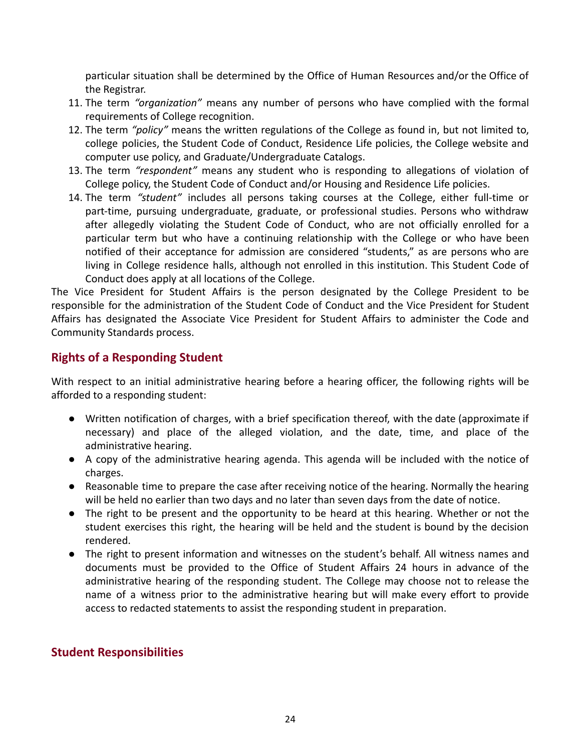particular situation shall be determined by the Office of Human Resources and/or the Office of the Registrar.

11. The term *"organization"* means any number of persons who have complied with the formal requirements of College recognition.
12. The term *"policy"* means the written regulations of the College as found in, but not limited to, college policies, the Student Code of Conduct, Residence Life policies, the College website and computer use policy, and Graduate/Undergraduate Catalogs.
13. The term *"respondent"* means any student who is responding to allegations of violation of College policy, the Student Code of Conduct and/or Housing and Residence Life policies.
14. The term *"student"* includes all persons taking courses at the College, either full-time or part-time, pursuing undergraduate, graduate, or professional studies. Persons who withdraw after allegedly violating the Student Code of Conduct, who are not officially enrolled for a particular term but who have a continuing relationship with the College or who have been notified of their acceptance for admission are considered "students," as are persons who are living in College residence halls, although not enrolled in this institution. This Student Code of Conduct does apply at all locations of the College.

The Vice President for Student Affairs is the person designated by the College President to be responsible for the administration of the Student Code of Conduct and the Vice President for Student Affairs has designated the Associate Vice President for Student Affairs to administer the Code and Community Standards process.

## Rights of a Responding Student

With respect to an initial administrative hearing before a hearing officer, the following rights will be afforded to a responding student:

- Written notification of charges, with a brief specification thereof, with the date (approximate if necessary) and place of the alleged violation, and the date, time, and place of the administrative hearing.
- A copy of the administrative hearing agenda. This agenda will be included with the notice of charges.
- Reasonable time to prepare the case after receiving notice of the hearing. Normally the hearing will be held no earlier than two days and no later than seven days from the date of notice.
- The right to be present and the opportunity to be heard at this hearing. Whether or not the student exercises this right, the hearing will be held and the student is bound by the decision rendered.
- The right to present information and witnesses on the student's behalf. All witness names and documents must be provided to the Office of Student Affairs 24 hours in advance of the administrative hearing of the responding student. The College may choose not to release the name of a witness prior to the administrative hearing but will make every effort to provide access to redacted statements to assist the responding student in preparation.

## Student Responsibilities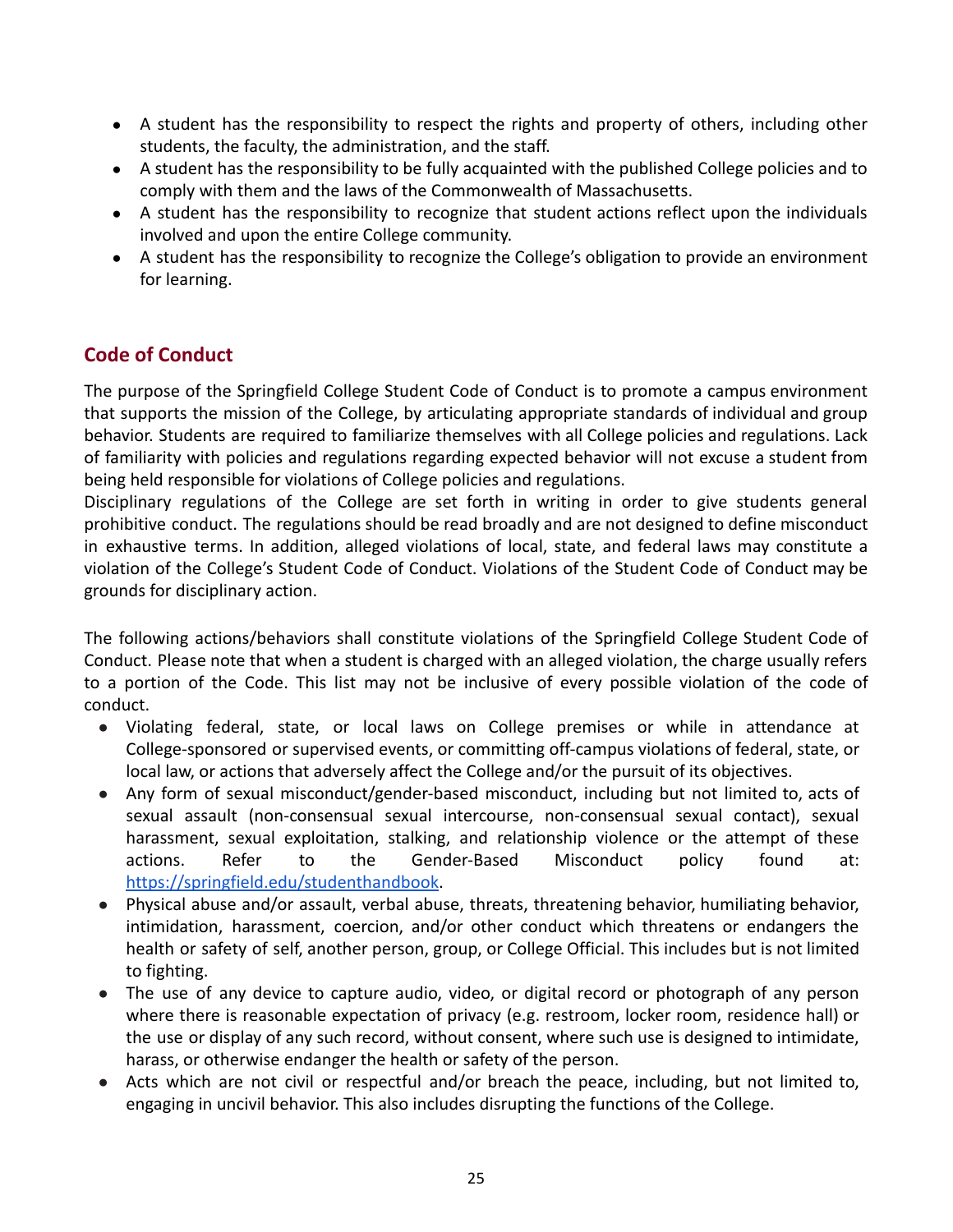- A student has the responsibility to respect the rights and property of others, including other students, the faculty, the administration, and the staff.
- A student has the responsibility to be fully acquainted with the published College policies and to comply with them and the laws of the Commonwealth of Massachusetts.
- A student has the responsibility to recognize that student actions reflect upon the individuals involved and upon the entire College community.
- A student has the responsibility to recognize the College's obligation to provide an environment for learning.

## Code of Conduct

The purpose of the Springfield College Student Code of Conduct is to promote a campus environment that supports the mission of the College, by articulating appropriate standards of individual and group behavior. Students are required to familiarize themselves with all College policies and regulations. Lack of familiarity with policies and regulations regarding expected behavior will not excuse a student from being held responsible for violations of College policies and regulations.
Disciplinary regulations of the College are set forth in writing in order to give students general prohibitive conduct. The regulations should be read broadly and are not designed to define misconduct in exhaustive terms. In addition, alleged violations of local, state, and federal laws may constitute a violation of the College's Student Code of Conduct. Violations of the Student Code of Conduct may be grounds for disciplinary action.

The following actions/behaviors shall constitute violations of the Springfield College Student Code of Conduct. Please note that when a student is charged with an alleged violation, the charge usually refers to a portion of the Code. This list may not be inclusive of every possible violation of the code of conduct.

- Violating federal, state, or local laws on College premises or while in attendance at College-sponsored or supervised events, or committing off-campus violations of federal, state, or local law, or actions that adversely affect the College and/or the pursuit of its objectives.
- Any form of sexual misconduct/gender-based misconduct, including but not limited to, acts of sexual assault (non-consensual sexual intercourse, non-consensual sexual contact), sexual harassment, sexual exploitation, stalking, and relationship violence or the attempt of these actions. Refer to the Gender-Based Misconduct policy found at: https://springfield.edu/studenthandbook.
- Physical abuse and/or assault, verbal abuse, threats, threatening behavior, humiliating behavior, intimidation, harassment, coercion, and/or other conduct which threatens or endangers the health or safety of self, another person, group, or College Official. This includes but is not limited to fighting.
- The use of any device to capture audio, video, or digital record or photograph of any person where there is reasonable expectation of privacy (e.g. restroom, locker room, residence hall) or the use or display of any such record, without consent, where such use is designed to intimidate, harass, or otherwise endanger the health or safety of the person.
- Acts which are not civil or respectful and/or breach the peace, including, but not limited to, engaging in uncivil behavior. This also includes disrupting the functions of the College.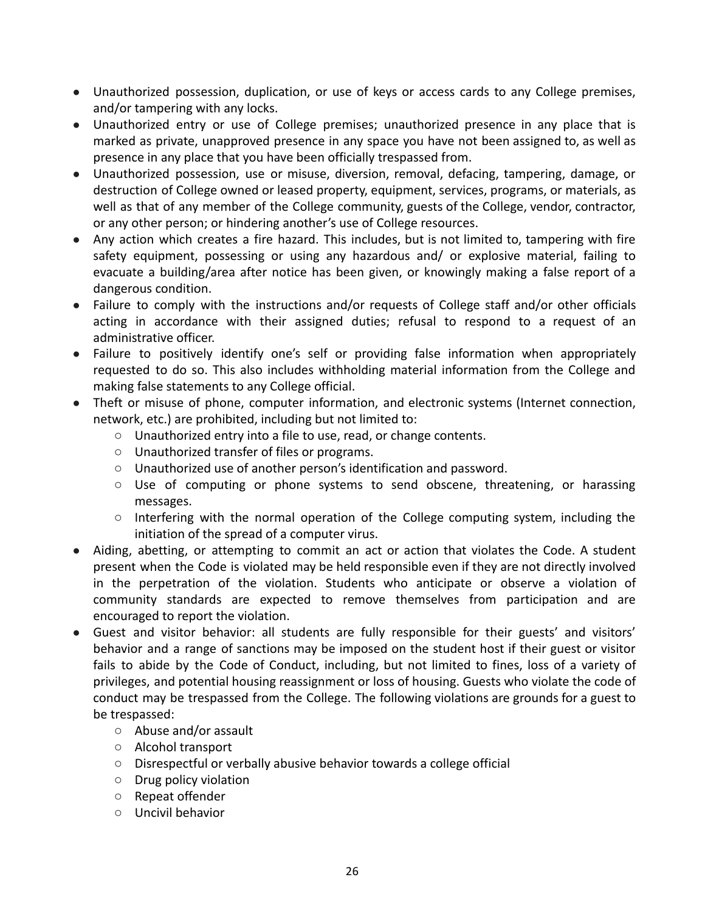- Unauthorized possession, duplication, or use of keys or access cards to any College premises, and/or tampering with any locks.
- Unauthorized entry or use of College premises; unauthorized presence in any place that is marked as private, unapproved presence in any space you have not been assigned to, as well as presence in any place that you have been officially trespassed from.
- Unauthorized possession, use or misuse, diversion, removal, defacing, tampering, damage, or destruction of College owned or leased property, equipment, services, programs, or materials, as well as that of any member of the College community, guests of the College, vendor, contractor, or any other person; or hindering another's use of College resources.
- Any action which creates a fire hazard. This includes, but is not limited to, tampering with fire safety equipment, possessing or using any hazardous and/ or explosive material, failing to evacuate a building/area after notice has been given, or knowingly making a false report of a dangerous condition.
- Failure to comply with the instructions and/or requests of College staff and/or other officials acting in accordance with their assigned duties; refusal to respond to a request of an administrative officer.
- Failure to positively identify one's self or providing false information when appropriately requested to do so. This also includes withholding material information from the College and making false statements to any College official.
- Theft or misuse of phone, computer information, and electronic systems (Internet connection, network, etc.) are prohibited, including but not limited to:
  - Unauthorized entry into a file to use, read, or change contents.
  - Unauthorized transfer of files or programs.
  - Unauthorized use of another person's identification and password.
  - Use of computing or phone systems to send obscene, threatening, or harassing messages.
  - Interfering with the normal operation of the College computing system, including the initiation of the spread of a computer virus.
- Aiding, abetting, or attempting to commit an act or action that violates the Code. A student present when the Code is violated may be held responsible even if they are not directly involved in the perpetration of the violation. Students who anticipate or observe a violation of community standards are expected to remove themselves from participation and are encouraged to report the violation.
- Guest and visitor behavior: all students are fully responsible for their guests' and visitors' behavior and a range of sanctions may be imposed on the student host if their guest or visitor fails to abide by the Code of Conduct, including, but not limited to fines, loss of a variety of privileges, and potential housing reassignment or loss of housing. Guests who violate the code of conduct may be trespassed from the College. The following violations are grounds for a guest to be trespassed:
  - Abuse and/or assault
  - Alcohol transport
  - Disrespectful or verbally abusive behavior towards a college official
  - Drug policy violation
  - Repeat offender
  - Uncivil behavior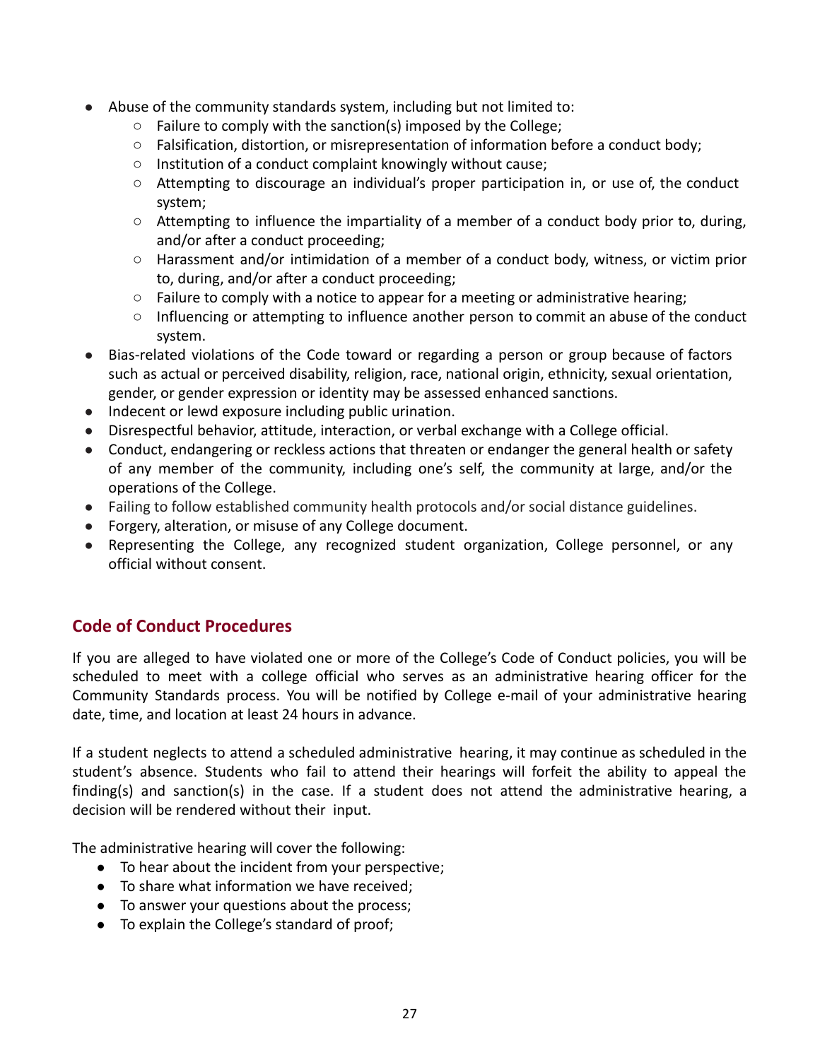- Abuse of the community standards system, including but not limited to:
  - Failure to comply with the sanction(s) imposed by the College;
  - Falsification, distortion, or misrepresentation of information before a conduct body;
  - Institution of a conduct complaint knowingly without cause;
  - Attempting to discourage an individual's proper participation in, or use of, the conduct system;
  - Attempting to influence the impartiality of a member of a conduct body prior to, during, and/or after a conduct proceeding;
  - Harassment and/or intimidation of a member of a conduct body, witness, or victim prior to, during, and/or after a conduct proceeding;
  - Failure to comply with a notice to appear for a meeting or administrative hearing;
  - Influencing or attempting to influence another person to commit an abuse of the conduct system.
- Bias-related violations of the Code toward or regarding a person or group because of factors such as actual or perceived disability, religion, race, national origin, ethnicity, sexual orientation, gender, or gender expression or identity may be assessed enhanced sanctions.
- Indecent or lewd exposure including public urination.
- Disrespectful behavior, attitude, interaction, or verbal exchange with a College official.
- Conduct, endangering or reckless actions that threaten or endanger the general health or safety of any member of the community, including one's self, the community at large, and/or the operations of the College.
- Failing to follow established community health protocols and/or social distance guidelines.
- Forgery, alteration, or misuse of any College document.
- Representing the College, any recognized student organization, College personnel, or any official without consent.

## Code of Conduct Procedures

If you are alleged to have violated one or more of the College's Code of Conduct policies, you will be scheduled to meet with a college official who serves as an administrative hearing officer for the Community Standards process. You will be notified by College e-mail of your administrative hearing date, time, and location at least 24 hours in advance.

If a student neglects to attend a scheduled administrative hearing, it may continue as scheduled in the student's absence. Students who fail to attend their hearings will forfeit the ability to appeal the finding(s) and sanction(s) in the case. If a student does not attend the administrative hearing, a decision will be rendered without their input.

The administrative hearing will cover the following:

- To hear about the incident from your perspective;
- To share what information we have received;
- To answer your questions about the process;
- To explain the College's standard of proof;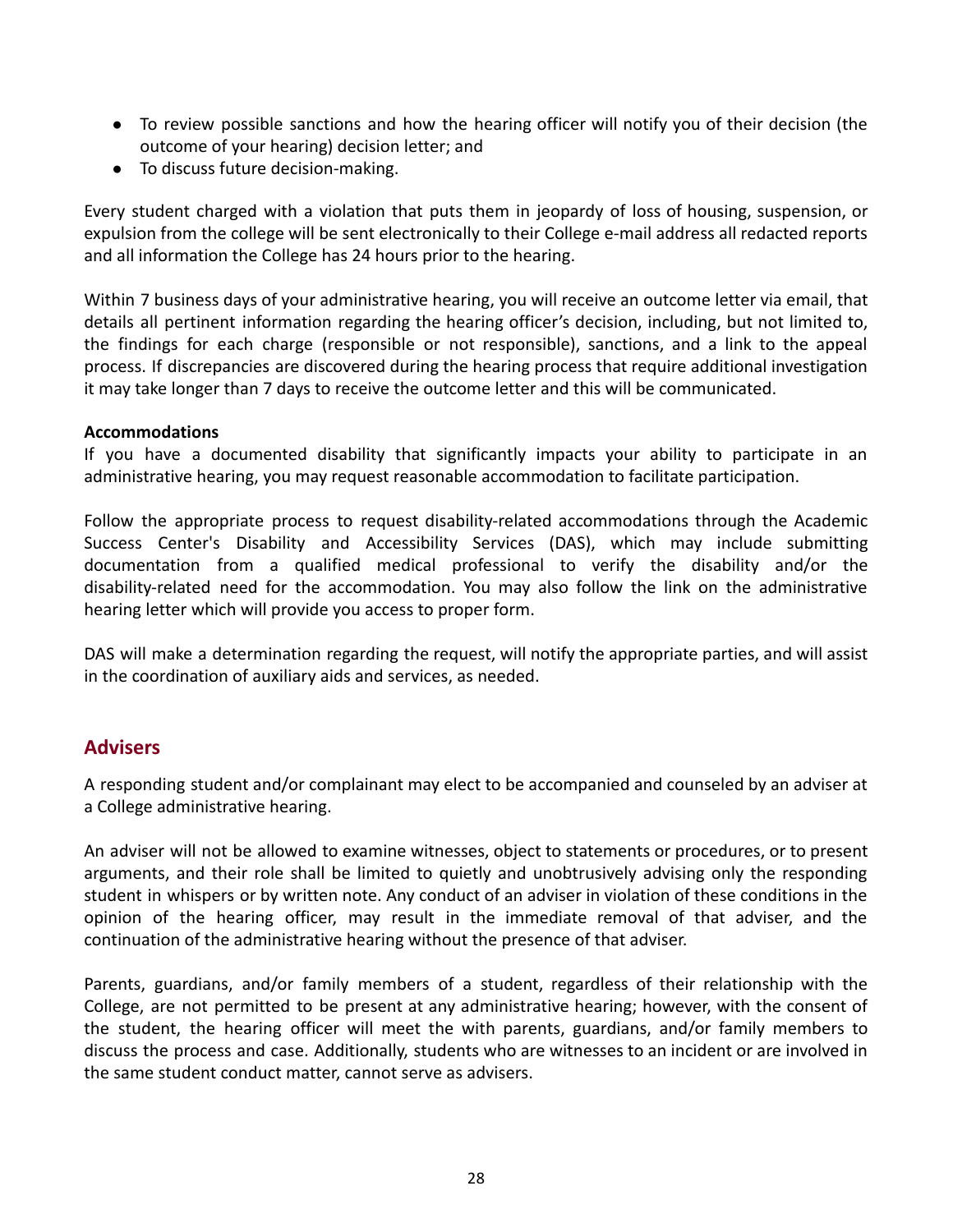- To review possible sanctions and how the hearing officer will notify you of their decision (the outcome of your hearing) decision letter; and
- To discuss future decision-making.

Every student charged with a violation that puts them in jeopardy of loss of housing, suspension, or expulsion from the college will be sent electronically to their College e-mail address all redacted reports and all information the College has 24 hours prior to the hearing.

Within 7 business days of your administrative hearing, you will receive an outcome letter via email, that details all pertinent information regarding the hearing officer's decision, including, but not limited to, the findings for each charge (responsible or not responsible), sanctions, and a link to the appeal process. If discrepancies are discovered during the hearing process that require additional investigation it may take longer than 7 days to receive the outcome letter and this will be communicated.

**Accommodations**

If you have a documented disability that significantly impacts your ability to participate in an administrative hearing, you may request reasonable accommodation to facilitate participation.

Follow the appropriate process to request disability-related accommodations through the Academic Success Center's Disability and Accessibility Services (DAS), which may include submitting documentation from a qualified medical professional to verify the disability and/or the disability-related need for the accommodation. You may also follow the link on the administrative hearing letter which will provide you access to proper form.

DAS will make a determination regarding the request, will notify the appropriate parties, and will assist in the coordination of auxiliary aids and services, as needed.

## Advisers

A responding student and/or complainant may elect to be accompanied and counseled by an adviser at a College administrative hearing.

An adviser will not be allowed to examine witnesses, object to statements or procedures, or to present arguments, and their role shall be limited to quietly and unobtrusively advising only the responding student in whispers or by written note. Any conduct of an adviser in violation of these conditions in the opinion of the hearing officer, may result in the immediate removal of that adviser, and the continuation of the administrative hearing without the presence of that adviser.

Parents, guardians, and/or family members of a student, regardless of their relationship with the College, are not permitted to be present at any administrative hearing; however, with the consent of the student, the hearing officer will meet the with parents, guardians, and/or family members to discuss the process and case. Additionally, students who are witnesses to an incident or are involved in the same student conduct matter, cannot serve as advisers.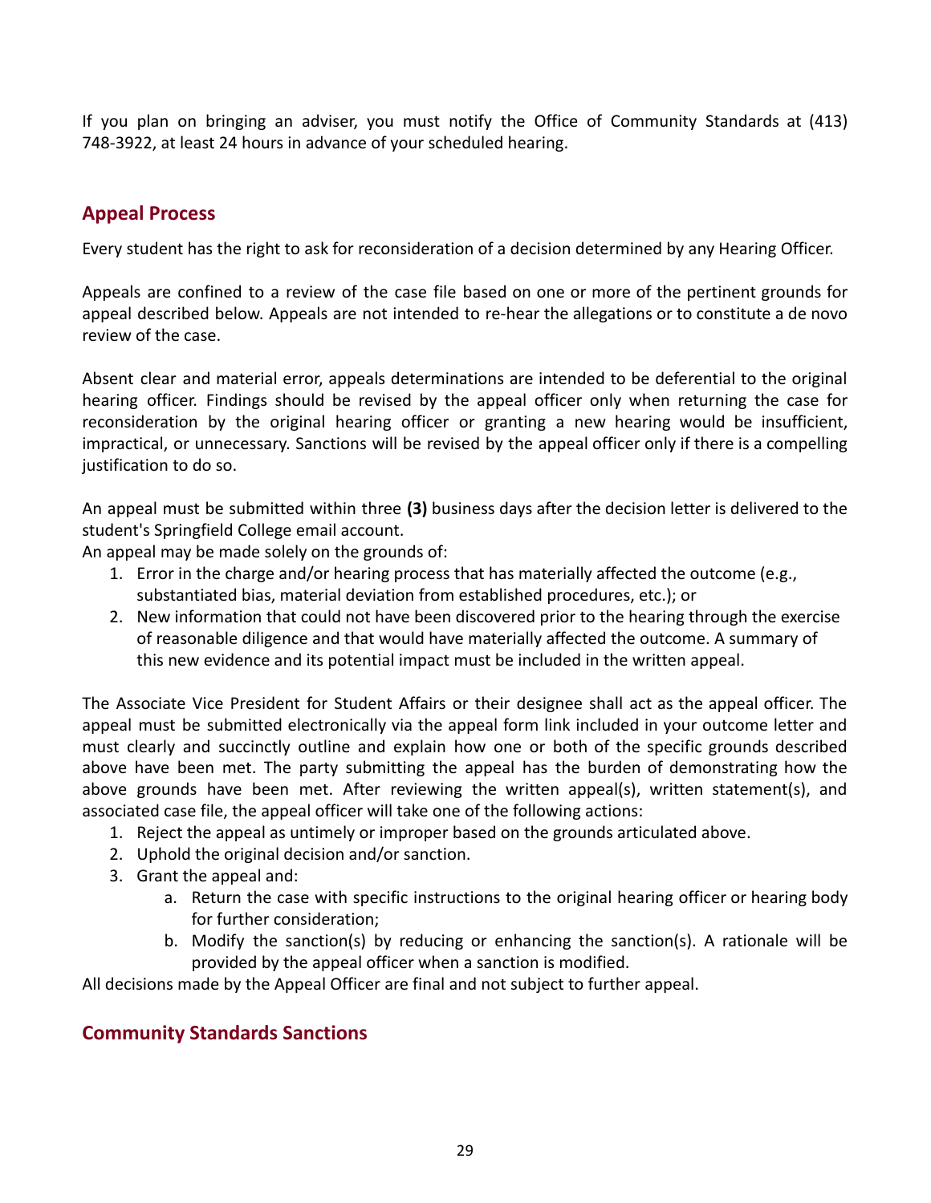If you plan on bringing an adviser, you must notify the Office of Community Standards at (413) 748-3922, at least 24 hours in advance of your scheduled hearing.

## Appeal Process

Every student has the right to ask for reconsideration of a decision determined by any Hearing Officer.

Appeals are confined to a review of the case file based on one or more of the pertinent grounds for appeal described below. Appeals are not intended to re-hear the allegations or to constitute a de novo review of the case.

Absent clear and material error, appeals determinations are intended to be deferential to the original hearing officer. Findings should be revised by the appeal officer only when returning the case for reconsideration by the original hearing officer or granting a new hearing would be insufficient, impractical, or unnecessary. Sanctions will be revised by the appeal officer only if there is a compelling justification to do so.

An appeal must be submitted within three **(3)** business days after the decision letter is delivered to the student's Springfield College email account.
An appeal may be made solely on the grounds of:

1. Error in the charge and/or hearing process that has materially affected the outcome (e.g., substantiated bias, material deviation from established procedures, etc.); or
2. New information that could not have been discovered prior to the hearing through the exercise of reasonable diligence and that would have materially affected the outcome. A summary of this new evidence and its potential impact must be included in the written appeal.

The Associate Vice President for Student Affairs or their designee shall act as the appeal officer. The appeal must be submitted electronically via the appeal form link included in your outcome letter and must clearly and succinctly outline and explain how one or both of the specific grounds described above have been met. The party submitting the appeal has the burden of demonstrating how the above grounds have been met. After reviewing the written appeal(s), written statement(s), and associated case file, the appeal officer will take one of the following actions:

1. Reject the appeal as untimely or improper based on the grounds articulated above.
2. Uphold the original decision and/or sanction.
3. Grant the appeal and:
   a. Return the case with specific instructions to the original hearing officer or hearing body for further consideration;
   b. Modify the sanction(s) by reducing or enhancing the sanction(s). A rationale will be provided by the appeal officer when a sanction is modified.

All decisions made by the Appeal Officer are final and not subject to further appeal.

## Community Standards Sanctions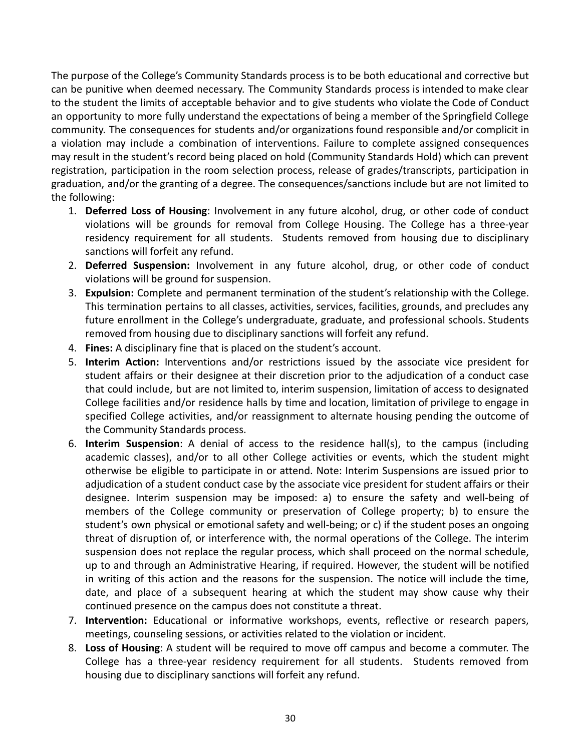The purpose of the College's Community Standards process is to be both educational and corrective but can be punitive when deemed necessary. The Community Standards process is intended to make clear to the student the limits of acceptable behavior and to give students who violate the Code of Conduct an opportunity to more fully understand the expectations of being a member of the Springfield College community. The consequences for students and/or organizations found responsible and/or complicit in a violation may include a combination of interventions. Failure to complete assigned consequences may result in the student's record being placed on hold (Community Standards Hold) which can prevent registration, participation in the room selection process, release of grades/transcripts, participation in graduation, and/or the granting of a degree. The consequences/sanctions include but are not limited to the following:

1. **Deferred Loss of Housing**: Involvement in any future alcohol, drug, or other code of conduct violations will be grounds for removal from College Housing. The College has a three-year residency requirement for all students. Students removed from housing due to disciplinary sanctions will forfeit any refund.
2. **Deferred Suspension:** Involvement in any future alcohol, drug, or other code of conduct violations will be ground for suspension.
3. **Expulsion:** Complete and permanent termination of the student's relationship with the College. This termination pertains to all classes, activities, services, facilities, grounds, and precludes any future enrollment in the College's undergraduate, graduate, and professional schools. Students removed from housing due to disciplinary sanctions will forfeit any refund.
4. **Fines:** A disciplinary fine that is placed on the student's account.
5. **Interim Action:** Interventions and/or restrictions issued by the associate vice president for student affairs or their designee at their discretion prior to the adjudication of a conduct case that could include, but are not limited to, interim suspension, limitation of access to designated College facilities and/or residence halls by time and location, limitation of privilege to engage in specified College activities, and/or reassignment to alternate housing pending the outcome of the Community Standards process.
6. **Interim Suspension**: A denial of access to the residence hall(s), to the campus (including academic classes), and/or to all other College activities or events, which the student might otherwise be eligible to participate in or attend. Note: Interim Suspensions are issued prior to adjudication of a student conduct case by the associate vice president for student affairs or their designee. Interim suspension may be imposed: a) to ensure the safety and well-being of members of the College community or preservation of College property; b) to ensure the student's own physical or emotional safety and well-being; or c) if the student poses an ongoing threat of disruption of, or interference with, the normal operations of the College. The interim suspension does not replace the regular process, which shall proceed on the normal schedule, up to and through an Administrative Hearing, if required. However, the student will be notified in writing of this action and the reasons for the suspension. The notice will include the time, date, and place of a subsequent hearing at which the student may show cause why their continued presence on the campus does not constitute a threat.
7. **Intervention:** Educational or informative workshops, events, reflective or research papers, meetings, counseling sessions, or activities related to the violation or incident.
8. **Loss of Housing**: A student will be required to move off campus and become a commuter. The College has a three-year residency requirement for all students. Students removed from housing due to disciplinary sanctions will forfeit any refund.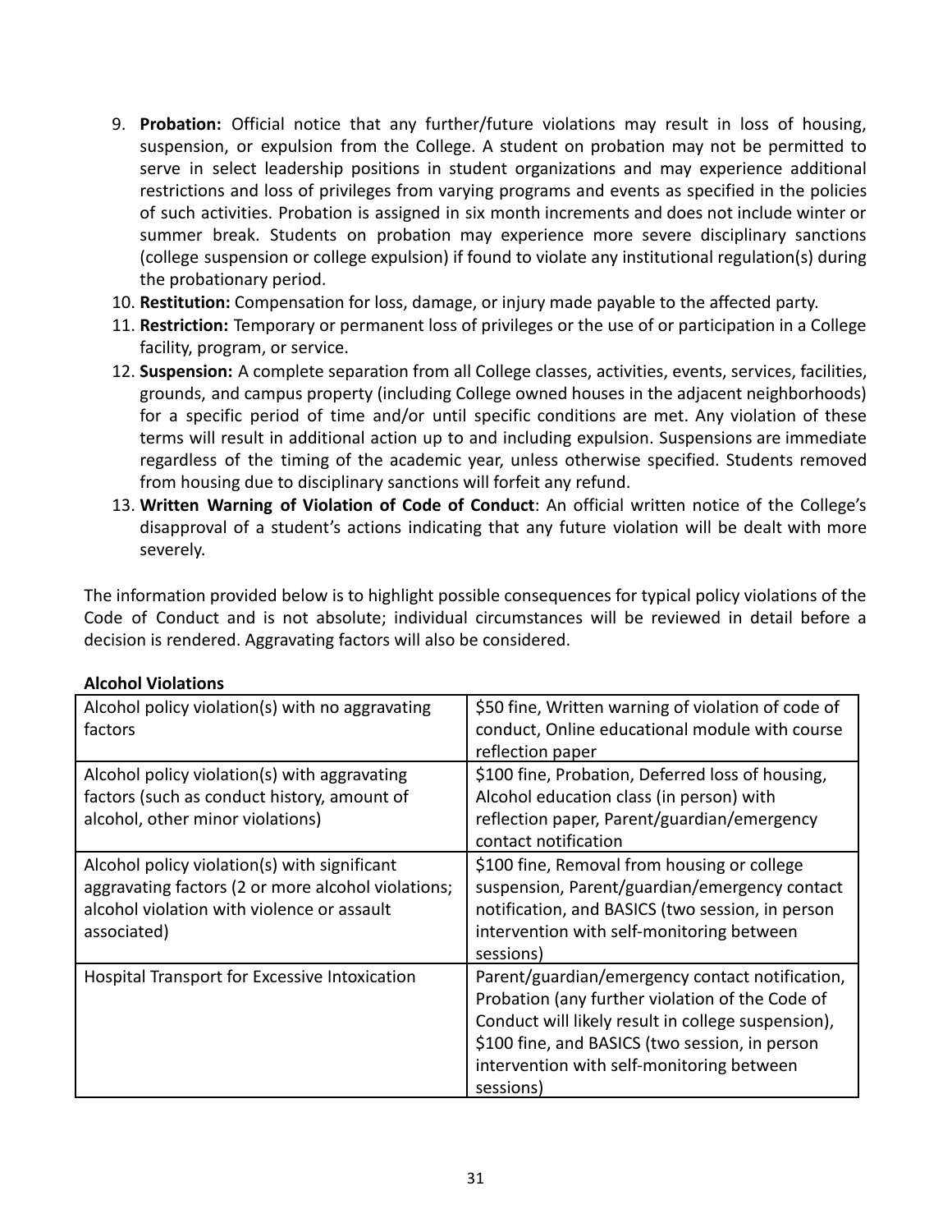9. **Probation:** Official notice that any further/future violations may result in loss of housing, suspension, or expulsion from the College. A student on probation may not be permitted to serve in select leadership positions in student organizations and may experience additional restrictions and loss of privileges from varying programs and events as specified in the policies of such activities. Probation is assigned in six month increments and does not include winter or summer break. Students on probation may experience more severe disciplinary sanctions (college suspension or college expulsion) if found to violate any institutional regulation(s) during the probationary period.
10. **Restitution:** Compensation for loss, damage, or injury made payable to the affected party.
11. **Restriction:** Temporary or permanent loss of privileges or the use of or participation in a College facility, program, or service.
12. **Suspension:** A complete separation from all College classes, activities, events, services, facilities, grounds, and campus property (including College owned houses in the adjacent neighborhoods) for a specific period of time and/or until specific conditions are met. Any violation of these terms will result in additional action up to and including expulsion. Suspensions are immediate regardless of the timing of the academic year, unless otherwise specified. Students removed from housing due to disciplinary sanctions will forfeit any refund.
13. **Written Warning of Violation of Code of Conduct**: An official written notice of the College's disapproval of a student's actions indicating that any future violation will be dealt with more severely.

The information provided below is to highlight possible consequences for typical policy violations of the Code of Conduct and is not absolute; individual circumstances will be reviewed in detail before a decision is rendered. Aggravating factors will also be considered.

**Alcohol Violations**

| Violation | Possible Consequences |
|---|---|
| Alcohol policy violation(s) with no aggravating factors | $50 fine, Written warning of violation of code of conduct, Online educational module with course reflection paper |
| Alcohol policy violation(s) with aggravating factors (such as conduct history, amount of alcohol, other minor violations) | $100 fine, Probation, Deferred loss of housing, Alcohol education class (in person) with reflection paper, Parent/guardian/emergency contact notification |
| Alcohol policy violation(s) with significant aggravating factors (2 or more alcohol violations; alcohol violation with violence or assault associated) | $100 fine, Removal from housing or college suspension, Parent/guardian/emergency contact notification, and BASICS (two session, in person intervention with self-monitoring between sessions) |
| Hospital Transport for Excessive Intoxication | Parent/guardian/emergency contact notification, Probation (any further violation of the Code of Conduct will likely result in college suspension), $100 fine, and BASICS (two session, in person intervention with self-monitoring between sessions) |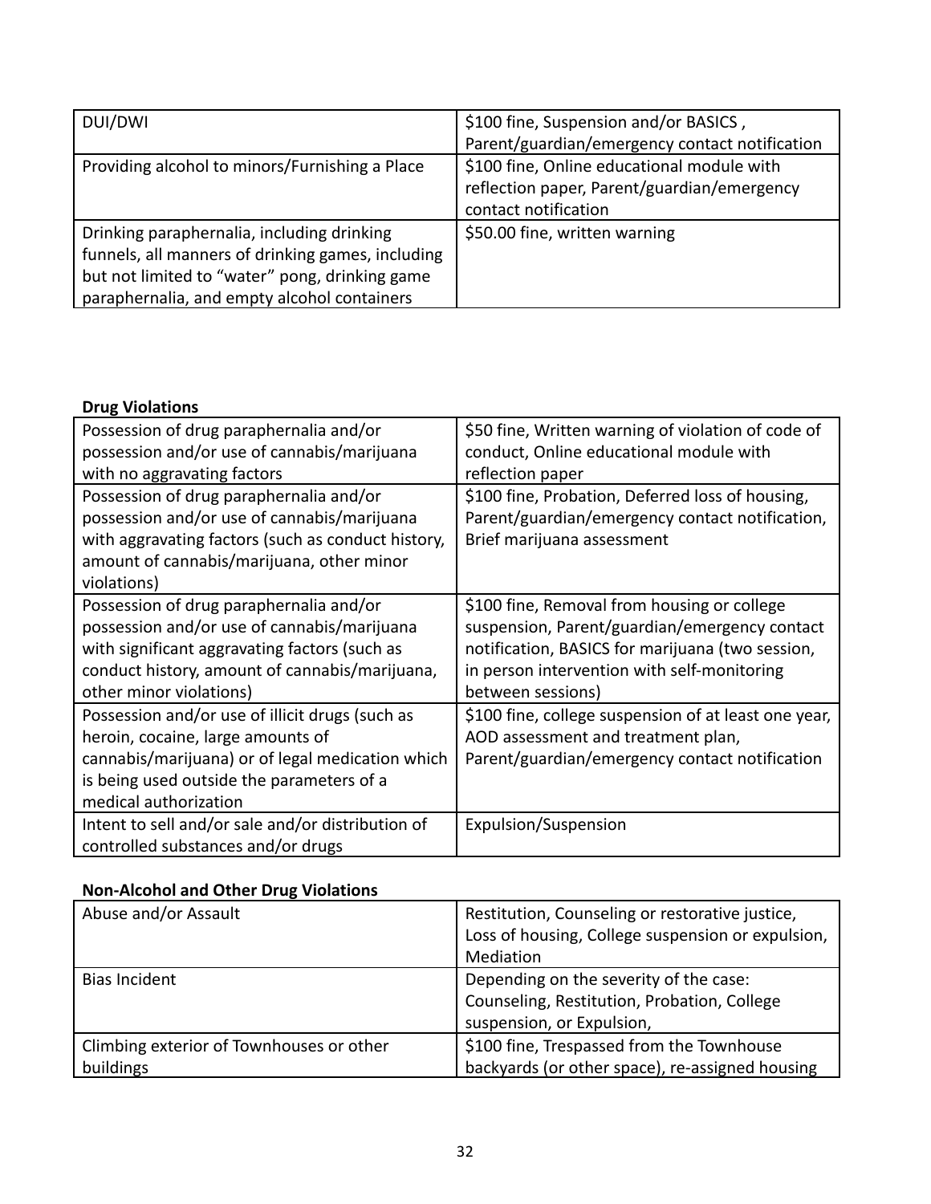| DUI/DWI | $100 fine, Suspension and/or BASICS , Parent/guardian/emergency contact notification |
|---|---|
| Providing alcohol to minors/Furnishing a Place | $100 fine, Online educational module with reflection paper, Parent/guardian/emergency contact notification |
| Drinking paraphernalia, including drinking funnels, all manners of drinking games, including but not limited to "water" pong, drinking game paraphernalia, and empty alcohol containers | $50.00 fine, written warning |

**Drug Violations**

| Possession of drug paraphernalia and/or possession and/or use of cannabis/marijuana with no aggravating factors | $50 fine, Written warning of violation of code of conduct, Online educational module with reflection paper |
|---|---|
| Possession of drug paraphernalia and/or possession and/or use of cannabis/marijuana with aggravating factors (such as conduct history, amount of cannabis/marijuana, other minor violations) | $100 fine, Probation, Deferred loss of housing, Parent/guardian/emergency contact notification, Brief marijuana assessment |
| Possession of drug paraphernalia and/or possession and/or use of cannabis/marijuana with significant aggravating factors (such as conduct history, amount of cannabis/marijuana, other minor violations) | $100 fine, Removal from housing or college suspension, Parent/guardian/emergency contact notification, BASICS for marijuana (two session, in person intervention with self-monitoring between sessions) |
| Possession and/or use of illicit drugs (such as heroin, cocaine, large amounts of cannabis/marijuana) or of legal medication which is being used outside the parameters of a medical authorization | $100 fine, college suspension of at least one year, AOD assessment and treatment plan, Parent/guardian/emergency contact notification |
| Intent to sell and/or sale and/or distribution of controlled substances and/or drugs | Expulsion/Suspension |

**Non-Alcohol and Other Drug Violations**

| Abuse and/or Assault | Restitution, Counseling or restorative justice, Loss of housing, College suspension or expulsion, Mediation |
|---|---|
| Bias Incident | Depending on the severity of the case: Counseling, Restitution, Probation, College suspension, or Expulsion, |
| Climbing exterior of Townhouses or other buildings | $100 fine, Trespassed from the Townhouse backyards (or other space), re-assigned housing |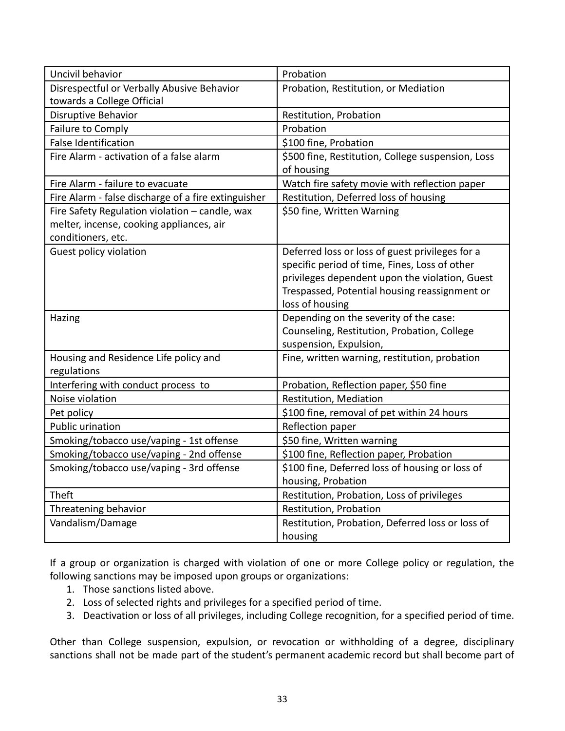| Uncivil behavior | Probation |
|---|---|
| Disrespectful or Verbally Abusive Behavior towards a College Official | Probation, Restitution, or Mediation |
| Disruptive Behavior | Restitution, Probation |
| Failure to Comply | Probation |
| False Identification | $100 fine, Probation |
| Fire Alarm - activation of a false alarm | $500 fine, Restitution, College suspension, Loss of housing |
| Fire Alarm - failure to evacuate | Watch fire safety movie with reflection paper |
| Fire Alarm - false discharge of a fire extinguisher | Restitution, Deferred loss of housing |
| Fire Safety Regulation violation – candle, wax melter, incense, cooking appliances, air conditioners, etc. | $50 fine, Written Warning |
| Guest policy violation | Deferred loss or loss of guest privileges for a specific period of time, Fines, Loss of other privileges dependent upon the violation, Guest Trespassed, Potential housing reassignment or loss of housing |
| Hazing | Depending on the severity of the case: Counseling, Restitution, Probation, College suspension, Expulsion, |
| Housing and Residence Life policy and regulations | Fine, written warning, restitution, probation |
| Interfering with conduct process to | Probation, Reflection paper, $50 fine |
| Noise violation | Restitution, Mediation |
| Pet policy | $100 fine, removal of pet within 24 hours |
| Public urination | Reflection paper |
| Smoking/tobacco use/vaping - 1st offense | $50 fine, Written warning |
| Smoking/tobacco use/vaping - 2nd offense | $100 fine, Reflection paper, Probation |
| Smoking/tobacco use/vaping - 3rd offense | $100 fine, Deferred loss of housing or loss of housing, Probation |
| Theft | Restitution, Probation, Loss of privileges |
| Threatening behavior | Restitution, Probation |
| Vandalism/Damage | Restitution, Probation, Deferred loss or loss of housing |

If a group or organization is charged with violation of one or more College policy or regulation, the following sanctions may be imposed upon groups or organizations:

1. Those sanctions listed above.
2. Loss of selected rights and privileges for a specified period of time.
3. Deactivation or loss of all privileges, including College recognition, for a specified period of time.

Other than College suspension, expulsion, or revocation or withholding of a degree, disciplinary sanctions shall not be made part of the student's permanent academic record but shall become part of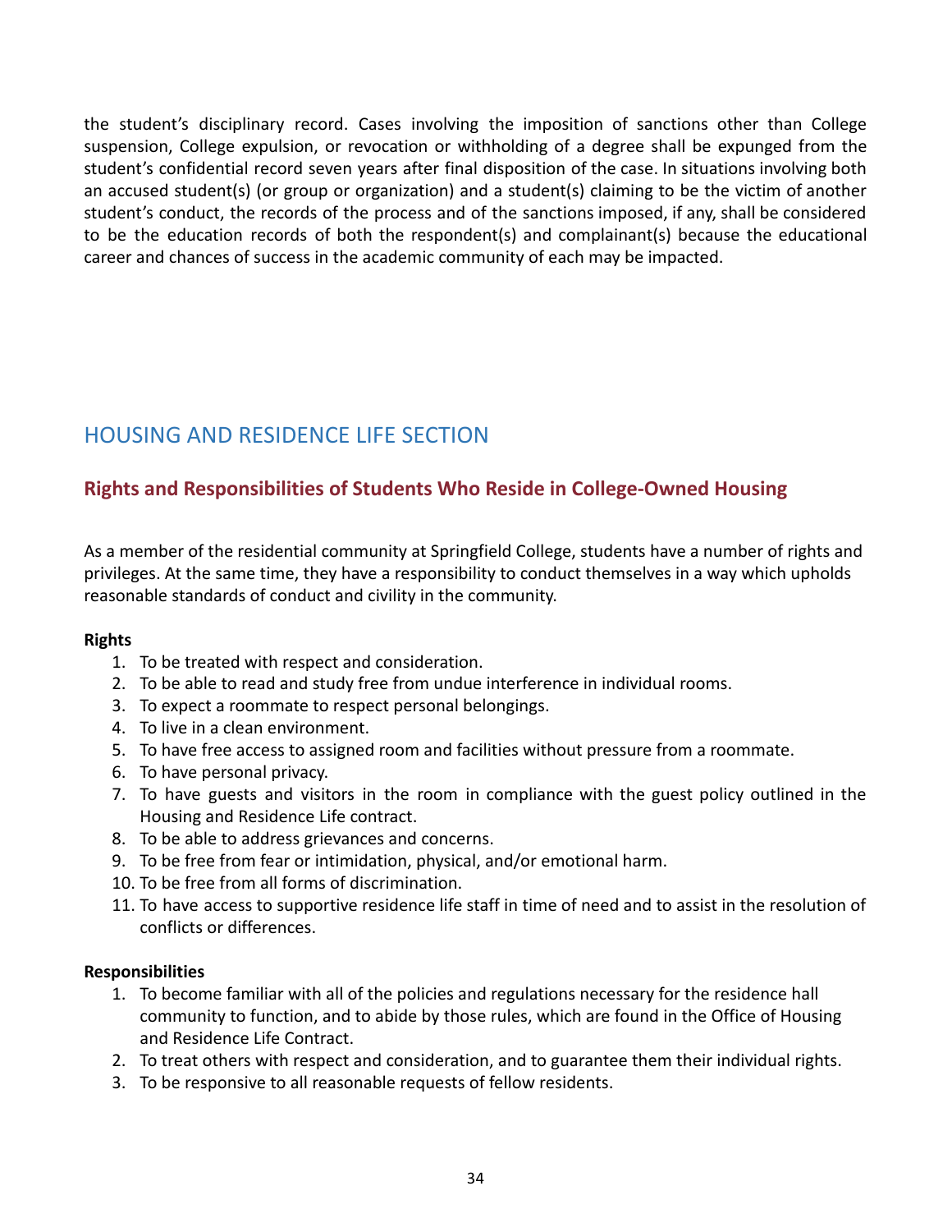the student's disciplinary record. Cases involving the imposition of sanctions other than College suspension, College expulsion, or revocation or withholding of a degree shall be expunged from the student's confidential record seven years after final disposition of the case. In situations involving both an accused student(s) (or group or organization) and a student(s) claiming to be the victim of another student's conduct, the records of the process and of the sanctions imposed, if any, shall be considered to be the education records of both the respondent(s) and complainant(s) because the educational career and chances of success in the academic community of each may be impacted.

# HOUSING AND RESIDENCE LIFE SECTION

## Rights and Responsibilities of Students Who Reside in College-Owned Housing

As a member of the residential community at Springfield College, students have a number of rights and privileges. At the same time, they have a responsibility to conduct themselves in a way which upholds reasonable standards of conduct and civility in the community.

**Rights**

1. To be treated with respect and consideration.
2. To be able to read and study free from undue interference in individual rooms.
3. To expect a roommate to respect personal belongings.
4. To live in a clean environment.
5. To have free access to assigned room and facilities without pressure from a roommate.
6. To have personal privacy.
7. To have guests and visitors in the room in compliance with the guest policy outlined in the Housing and Residence Life contract.
8. To be able to address grievances and concerns.
9. To be free from fear or intimidation, physical, and/or emotional harm.
10. To be free from all forms of discrimination.
11. To have access to supportive residence life staff in time of need and to assist in the resolution of conflicts or differences.

**Responsibilities**

1. To become familiar with all of the policies and regulations necessary for the residence hall community to function, and to abide by those rules, which are found in the Office of Housing and Residence Life Contract.
2. To treat others with respect and consideration, and to guarantee them their individual rights.
3. To be responsive to all reasonable requests of fellow residents.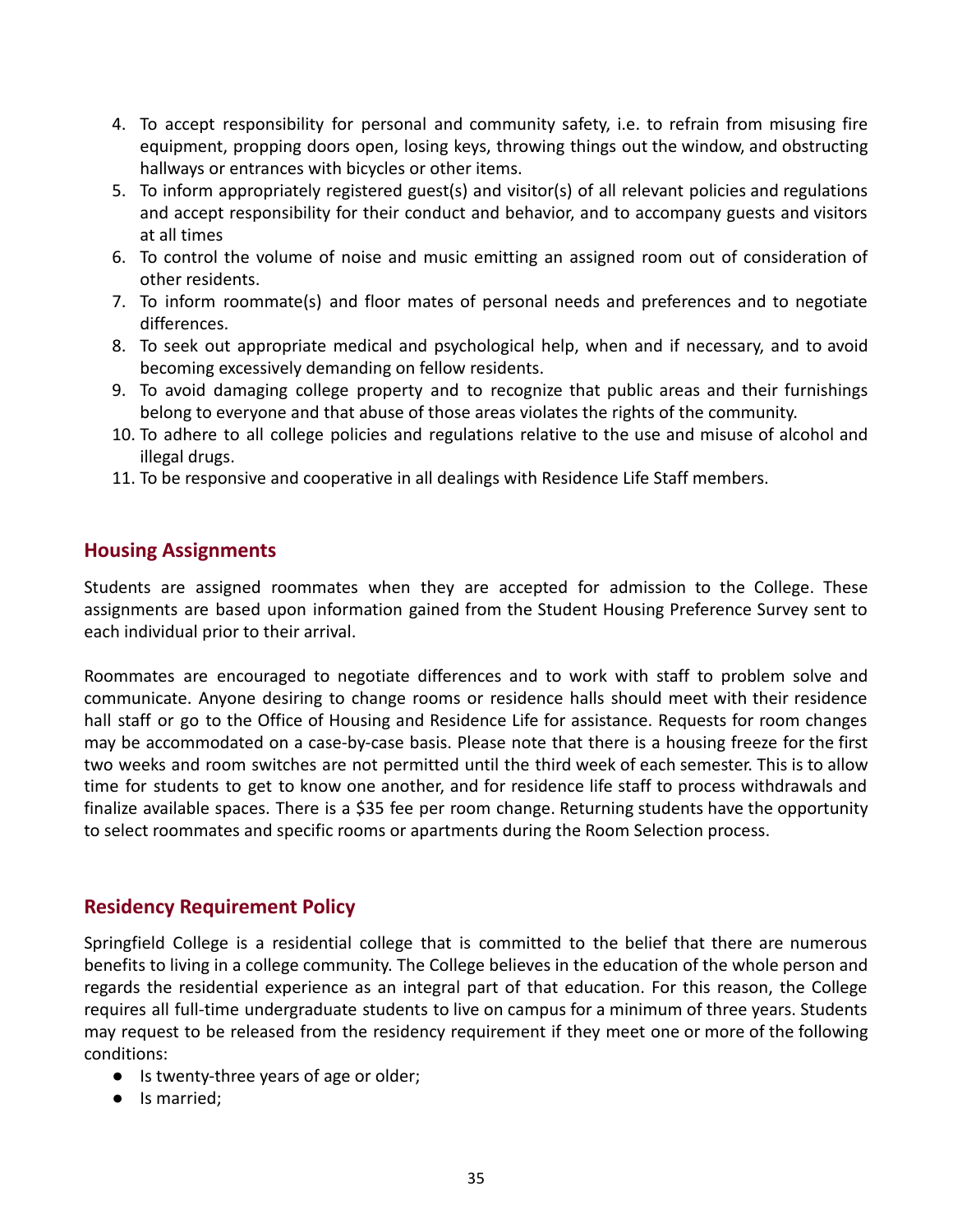4. To accept responsibility for personal and community safety, i.e. to refrain from misusing fire equipment, propping doors open, losing keys, throwing things out the window, and obstructing hallways or entrances with bicycles or other items.
5. To inform appropriately registered guest(s) and visitor(s) of all relevant policies and regulations and accept responsibility for their conduct and behavior, and to accompany guests and visitors at all times
6. To control the volume of noise and music emitting an assigned room out of consideration of other residents.
7. To inform roommate(s) and floor mates of personal needs and preferences and to negotiate differences.
8. To seek out appropriate medical and psychological help, when and if necessary, and to avoid becoming excessively demanding on fellow residents.
9. To avoid damaging college property and to recognize that public areas and their furnishings belong to everyone and that abuse of those areas violates the rights of the community.
10. To adhere to all college policies and regulations relative to the use and misuse of alcohol and illegal drugs.
11. To be responsive and cooperative in all dealings with Residence Life Staff members.

## Housing Assignments

Students are assigned roommates when they are accepted for admission to the College. These assignments are based upon information gained from the Student Housing Preference Survey sent to each individual prior to their arrival.

Roommates are encouraged to negotiate differences and to work with staff to problem solve and communicate. Anyone desiring to change rooms or residence halls should meet with their residence hall staff or go to the Office of Housing and Residence Life for assistance. Requests for room changes may be accommodated on a case-by-case basis. Please note that there is a housing freeze for the first two weeks and room switches are not permitted until the third week of each semester. This is to allow time for students to get to know one another, and for residence life staff to process withdrawals and finalize available spaces. There is a $35 fee per room change. Returning students have the opportunity to select roommates and specific rooms or apartments during the Room Selection process.

## Residency Requirement Policy

Springfield College is a residential college that is committed to the belief that there are numerous benefits to living in a college community. The College believes in the education of the whole person and regards the residential experience as an integral part of that education. For this reason, the College requires all full-time undergraduate students to live on campus for a minimum of three years. Students may request to be released from the residency requirement if they meet one or more of the following conditions:

- Is twenty-three years of age or older;
- Is married;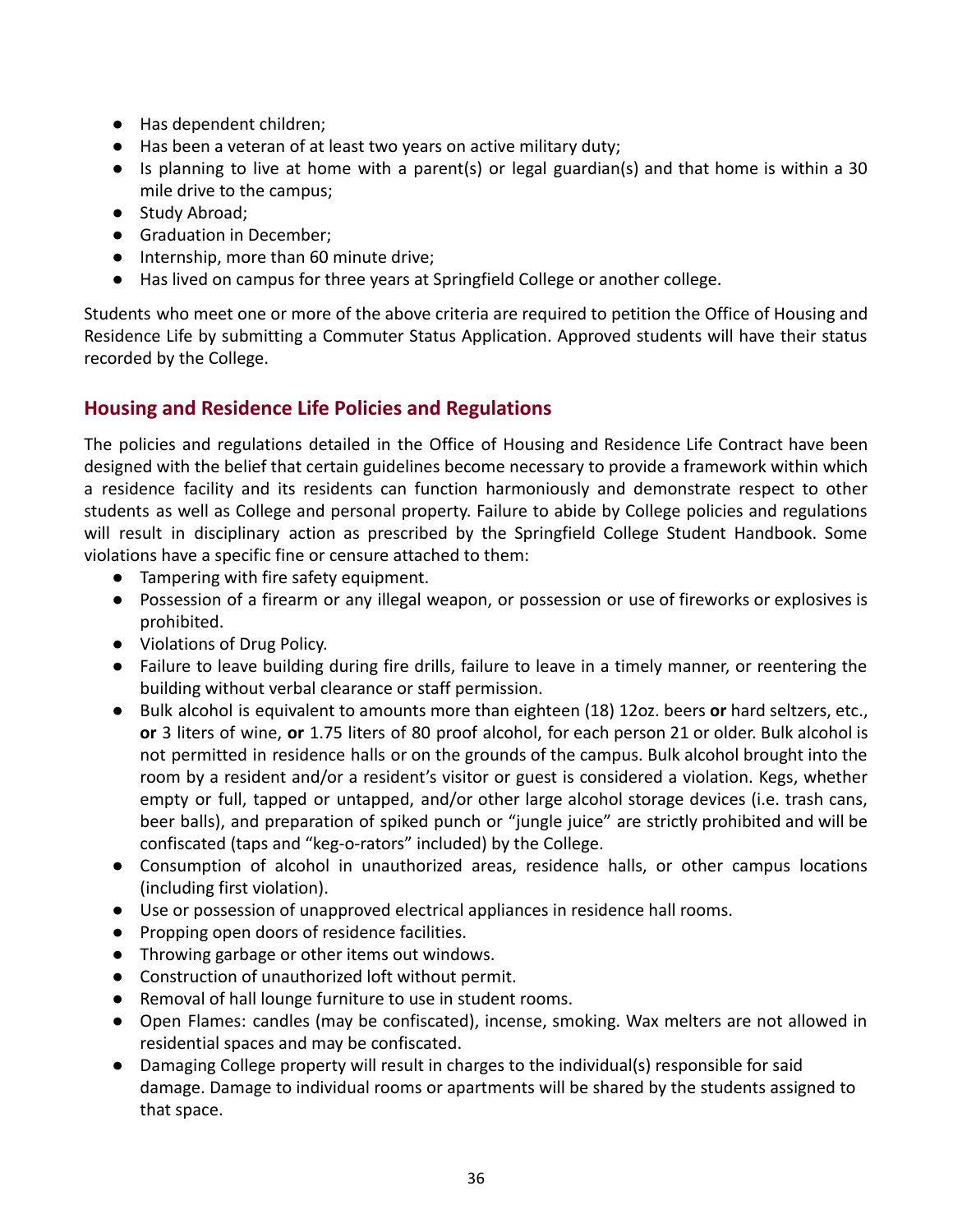- Has dependent children;
- Has been a veteran of at least two years on active military duty;
- Is planning to live at home with a parent(s) or legal guardian(s) and that home is within a 30 mile drive to the campus;
- Study Abroad;
- Graduation in December;
- Internship, more than 60 minute drive;
- Has lived on campus for three years at Springfield College or another college.

Students who meet one or more of the above criteria are required to petition the Office of Housing and Residence Life by submitting a Commuter Status Application. Approved students will have their status recorded by the College.

## Housing and Residence Life Policies and Regulations

The policies and regulations detailed in the Office of Housing and Residence Life Contract have been designed with the belief that certain guidelines become necessary to provide a framework within which a residence facility and its residents can function harmoniously and demonstrate respect to other students as well as College and personal property. Failure to abide by College policies and regulations will result in disciplinary action as prescribed by the Springfield College Student Handbook. Some violations have a specific fine or censure attached to them:

- Tampering with fire safety equipment.
- Possession of a firearm or any illegal weapon, or possession or use of fireworks or explosives is prohibited.
- Violations of Drug Policy.
- Failure to leave building during fire drills, failure to leave in a timely manner, or reentering the building without verbal clearance or staff permission.
- Bulk alcohol is equivalent to amounts more than eighteen (18) 12oz. beers **or** hard seltzers, etc., **or** 3 liters of wine, **or** 1.75 liters of 80 proof alcohol, for each person 21 or older. Bulk alcohol is not permitted in residence halls or on the grounds of the campus. Bulk alcohol brought into the room by a resident and/or a resident's visitor or guest is considered a violation. Kegs, whether empty or full, tapped or untapped, and/or other large alcohol storage devices (i.e. trash cans, beer balls), and preparation of spiked punch or "jungle juice" are strictly prohibited and will be confiscated (taps and "keg-o-rators" included) by the College.
- Consumption of alcohol in unauthorized areas, residence halls, or other campus locations (including first violation).
- Use or possession of unapproved electrical appliances in residence hall rooms.
- Propping open doors of residence facilities.
- Throwing garbage or other items out windows.
- Construction of unauthorized loft without permit.
- Removal of hall lounge furniture to use in student rooms.
- Open Flames: candles (may be confiscated), incense, smoking. Wax melters are not allowed in residential spaces and may be confiscated.
- Damaging College property will result in charges to the individual(s) responsible for said damage. Damage to individual rooms or apartments will be shared by the students assigned to that space.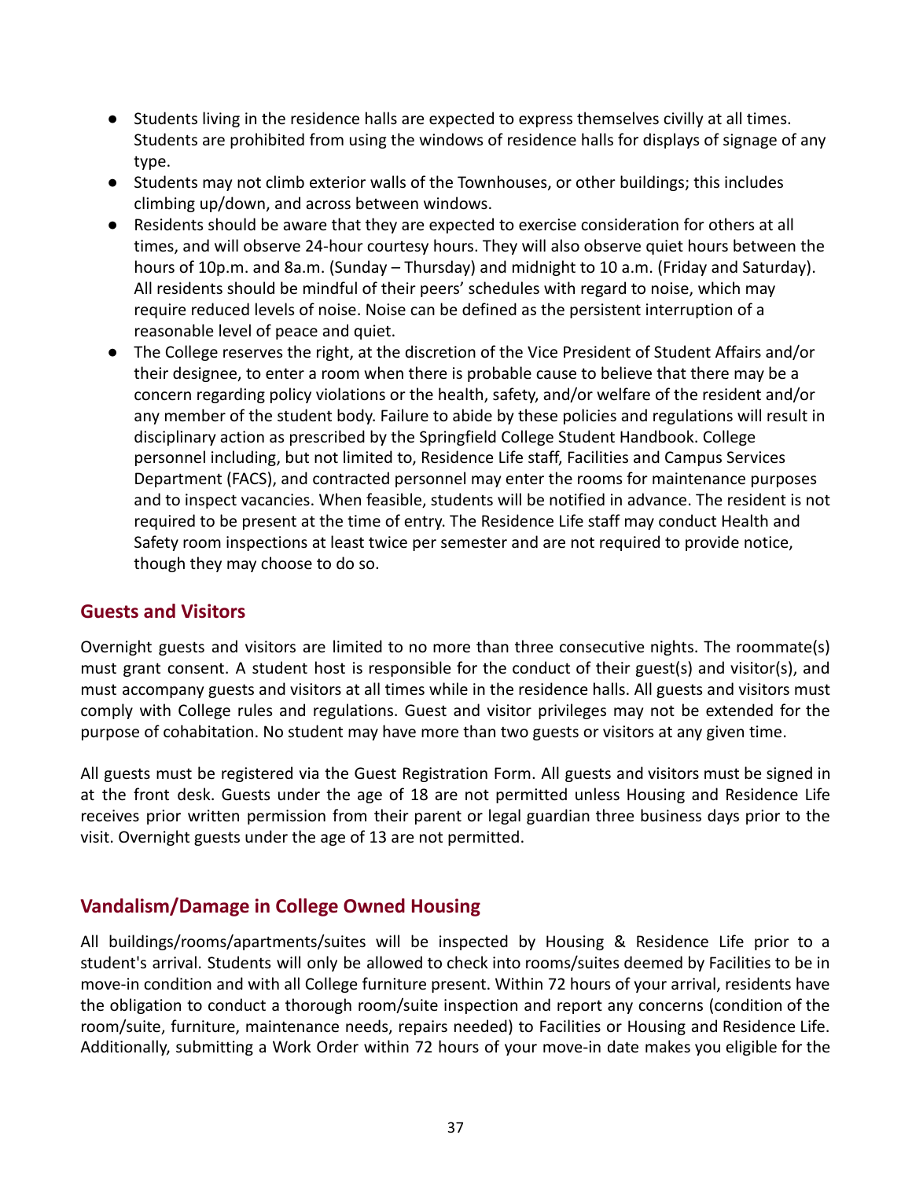- Students living in the residence halls are expected to express themselves civilly at all times. Students are prohibited from using the windows of residence halls for displays of signage of any type.
- Students may not climb exterior walls of the Townhouses, or other buildings; this includes climbing up/down, and across between windows.
- Residents should be aware that they are expected to exercise consideration for others at all times, and will observe 24-hour courtesy hours. They will also observe quiet hours between the hours of 10p.m. and 8a.m. (Sunday – Thursday) and midnight to 10 a.m. (Friday and Saturday). All residents should be mindful of their peers' schedules with regard to noise, which may require reduced levels of noise. Noise can be defined as the persistent interruption of a reasonable level of peace and quiet.
- The College reserves the right, at the discretion of the Vice President of Student Affairs and/or their designee, to enter a room when there is probable cause to believe that there may be a concern regarding policy violations or the health, safety, and/or welfare of the resident and/or any member of the student body. Failure to abide by these policies and regulations will result in disciplinary action as prescribed by the Springfield College Student Handbook. College personnel including, but not limited to, Residence Life staff, Facilities and Campus Services Department (FACS), and contracted personnel may enter the rooms for maintenance purposes and to inspect vacancies. When feasible, students will be notified in advance. The resident is not required to be present at the time of entry. The Residence Life staff may conduct Health and Safety room inspections at least twice per semester and are not required to provide notice, though they may choose to do so.

## Guests and Visitors

Overnight guests and visitors are limited to no more than three consecutive nights. The roommate(s) must grant consent. A student host is responsible for the conduct of their guest(s) and visitor(s), and must accompany guests and visitors at all times while in the residence halls. All guests and visitors must comply with College rules and regulations. Guest and visitor privileges may not be extended for the purpose of cohabitation. No student may have more than two guests or visitors at any given time.

All guests must be registered via the Guest Registration Form. All guests and visitors must be signed in at the front desk. Guests under the age of 18 are not permitted unless Housing and Residence Life receives prior written permission from their parent or legal guardian three business days prior to the visit. Overnight guests under the age of 13 are not permitted.

## Vandalism/Damage in College Owned Housing

All buildings/rooms/apartments/suites will be inspected by Housing & Residence Life prior to a student's arrival. Students will only be allowed to check into rooms/suites deemed by Facilities to be in move-in condition and with all College furniture present. Within 72 hours of your arrival, residents have the obligation to conduct a thorough room/suite inspection and report any concerns (condition of the room/suite, furniture, maintenance needs, repairs needed) to Facilities or Housing and Residence Life. Additionally, submitting a Work Order within 72 hours of your move-in date makes you eligible for the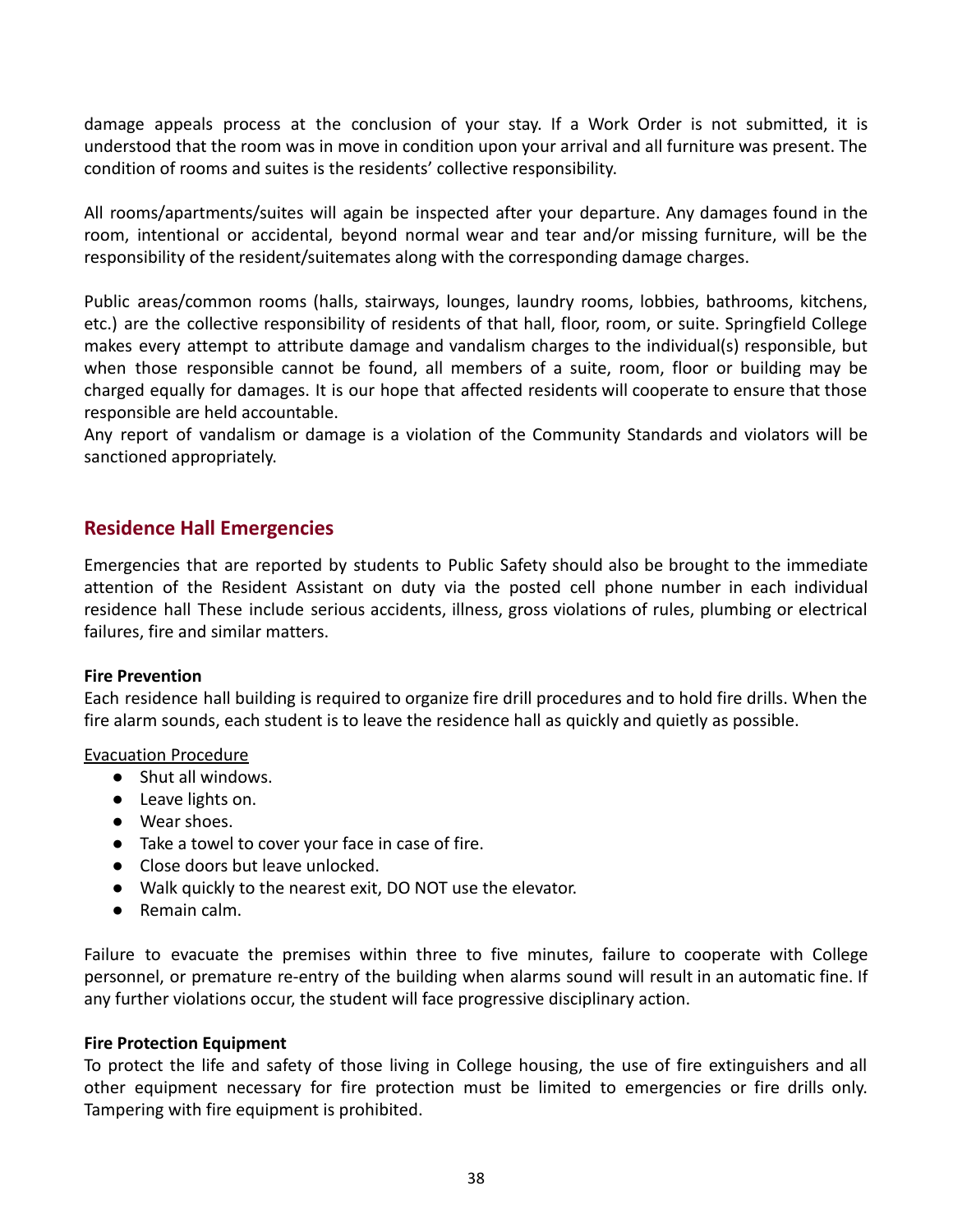damage appeals process at the conclusion of your stay. If a Work Order is not submitted, it is understood that the room was in move in condition upon your arrival and all furniture was present. The condition of rooms and suites is the residents' collective responsibility.

All rooms/apartments/suites will again be inspected after your departure. Any damages found in the room, intentional or accidental, beyond normal wear and tear and/or missing furniture, will be the responsibility of the resident/suitemates along with the corresponding damage charges.

Public areas/common rooms (halls, stairways, lounges, laundry rooms, lobbies, bathrooms, kitchens, etc.) are the collective responsibility of residents of that hall, floor, room, or suite. Springfield College makes every attempt to attribute damage and vandalism charges to the individual(s) responsible, but when those responsible cannot be found, all members of a suite, room, floor or building may be charged equally for damages. It is our hope that affected residents will cooperate to ensure that those responsible are held accountable.
Any report of vandalism or damage is a violation of the Community Standards and violators will be sanctioned appropriately.

## Residence Hall Emergencies

Emergencies that are reported by students to Public Safety should also be brought to the immediate attention of the Resident Assistant on duty via the posted cell phone number in each individual residence hall These include serious accidents, illness, gross violations of rules, plumbing or electrical failures, fire and similar matters.

**Fire Prevention**
Each residence hall building is required to organize fire drill procedures and to hold fire drills. When the fire alarm sounds, each student is to leave the residence hall as quickly and quietly as possible.

Evacuation Procedure

- Shut all windows.
- Leave lights on.
- Wear shoes.
- Take a towel to cover your face in case of fire.
- Close doors but leave unlocked.
- Walk quickly to the nearest exit, DO NOT use the elevator.
- Remain calm.

Failure to evacuate the premises within three to five minutes, failure to cooperate with College personnel, or premature re-entry of the building when alarms sound will result in an automatic fine. If any further violations occur, the student will face progressive disciplinary action.

**Fire Protection Equipment**
To protect the life and safety of those living in College housing, the use of fire extinguishers and all other equipment necessary for fire protection must be limited to emergencies or fire drills only. Tampering with fire equipment is prohibited.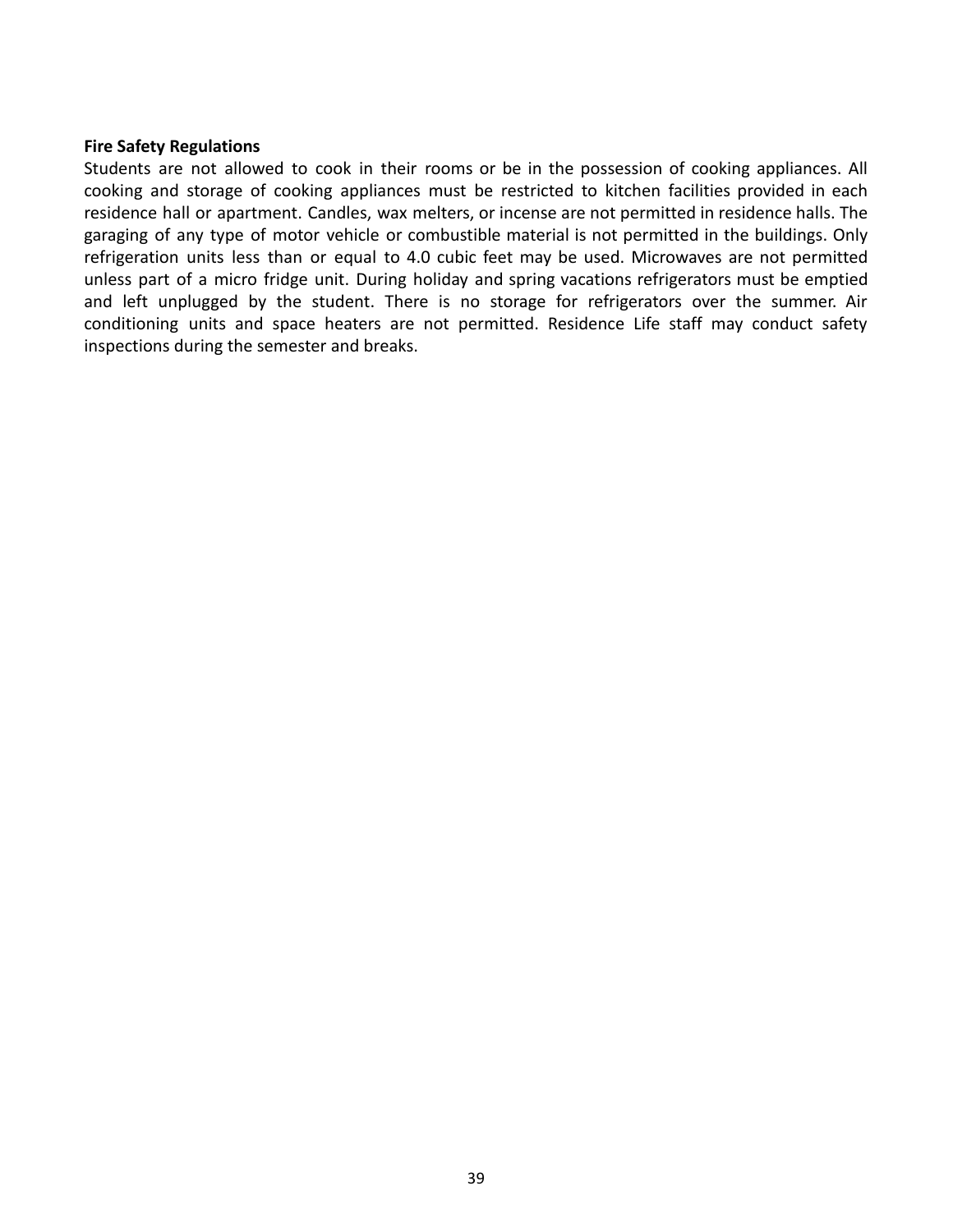**Fire Safety Regulations**

Students are not allowed to cook in their rooms or be in the possession of cooking appliances. All cooking and storage of cooking appliances must be restricted to kitchen facilities provided in each residence hall or apartment. Candles, wax melters, or incense are not permitted in residence halls. The garaging of any type of motor vehicle or combustible material is not permitted in the buildings. Only refrigeration units less than or equal to 4.0 cubic feet may be used. Microwaves are not permitted unless part of a micro fridge unit. During holiday and spring vacations refrigerators must be emptied and left unplugged by the student. There is no storage for refrigerators over the summer. Air conditioning units and space heaters are not permitted. Residence Life staff may conduct safety inspections during the semester and breaks.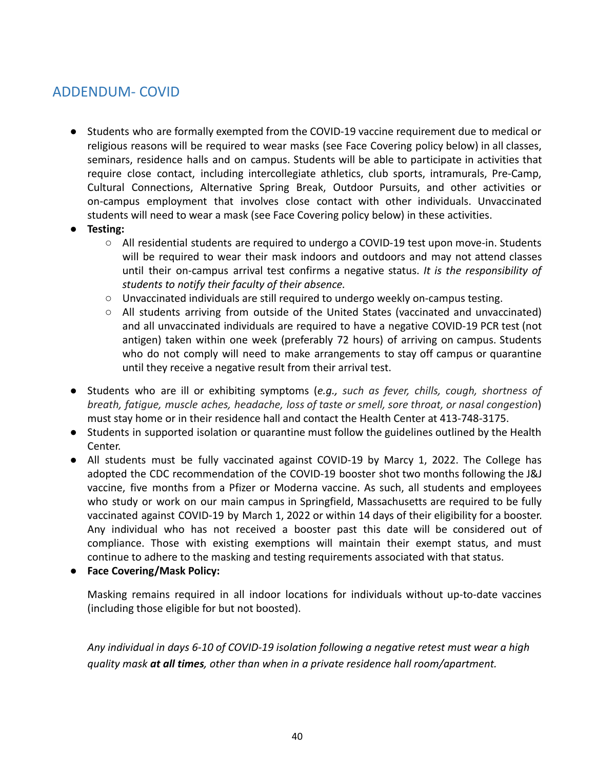## ADDENDUM- COVID

- Students who are formally exempted from the COVID-19 vaccine requirement due to medical or religious reasons will be required to wear masks (see Face Covering policy below) in all classes, seminars, residence halls and on campus. Students will be able to participate in activities that require close contact, including intercollegiate athletics, club sports, intramurals, Pre-Camp, Cultural Connections, Alternative Spring Break, Outdoor Pursuits, and other activities or on-campus employment that involves close contact with other individuals. Unvaccinated students will need to wear a mask (see Face Covering policy below) in these activities.
- **Testing:**
  - All residential students are required to undergo a COVID-19 test upon move-in. Students will be required to wear their mask indoors and outdoors and may not attend classes until their on-campus arrival test confirms a negative status. *It is the responsibility of students to notify their faculty of their absence.*
  - Unvaccinated individuals are still required to undergo weekly on-campus testing.
  - All students arriving from outside of the United States (vaccinated and unvaccinated) and all unvaccinated individuals are required to have a negative COVID-19 PCR test (not antigen) taken within one week (preferably 72 hours) of arriving on campus. Students who do not comply will need to make arrangements to stay off campus or quarantine until they receive a negative result from their arrival test.
- Students who are ill or exhibiting symptoms (*e.g., such as fever, chills, cough, shortness of breath, fatigue, muscle aches, headache, loss of taste or smell, sore throat, or nasal congestion*) must stay home or in their residence hall and contact the Health Center at 413-748-3175.
- Students in supported isolation or quarantine must follow the guidelines outlined by the Health Center.
- All students must be fully vaccinated against COVID-19 by Marcy 1, 2022. The College has adopted the CDC recommendation of the COVID-19 booster shot two months following the J&J vaccine, five months from a Pfizer or Moderna vaccine. As such, all students and employees who study or work on our main campus in Springfield, Massachusetts are required to be fully vaccinated against COVID-19 by March 1, 2022 or within 14 days of their eligibility for a booster. Any individual who has not received a booster past this date will be considered out of compliance. Those with existing exemptions will maintain their exempt status, and must continue to adhere to the masking and testing requirements associated with that status.
- **Face Covering/Mask Policy:**

  Masking remains required in all indoor locations for individuals without up-to-date vaccines (including those eligible for but not boosted).

  *Any individual in days 6-10 of COVID-19 isolation following a negative retest must wear a high quality mask **at all times**, other than when in a private residence hall room/apartment.*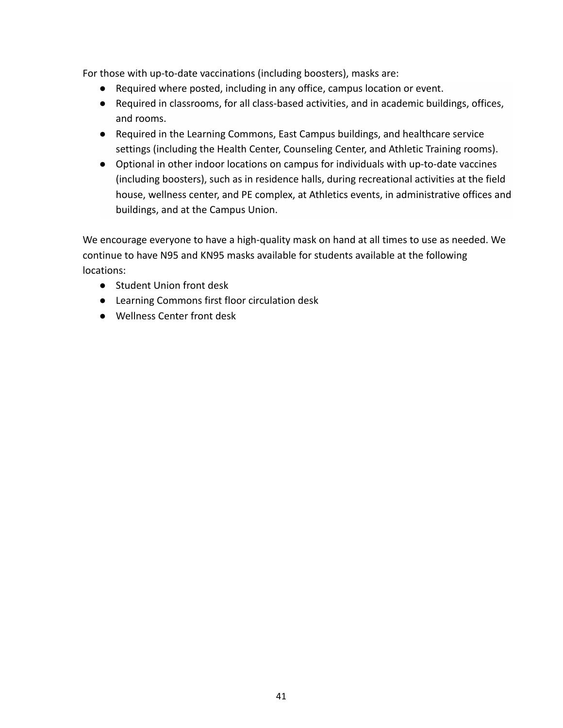For those with up-to-date vaccinations (including boosters), masks are:

- Required where posted, including in any office, campus location or event.
- Required in classrooms, for all class-based activities, and in academic buildings, offices, and rooms.
- Required in the Learning Commons, East Campus buildings, and healthcare service settings (including the Health Center, Counseling Center, and Athletic Training rooms).
- Optional in other indoor locations on campus for individuals with up-to-date vaccines (including boosters), such as in residence halls, during recreational activities at the field house, wellness center, and PE complex, at Athletics events, in administrative offices and buildings, and at the Campus Union.

We encourage everyone to have a high-quality mask on hand at all times to use as needed. We continue to have N95 and KN95 masks available for students available at the following locations:

- Student Union front desk
- Learning Commons first floor circulation desk
- Wellness Center front desk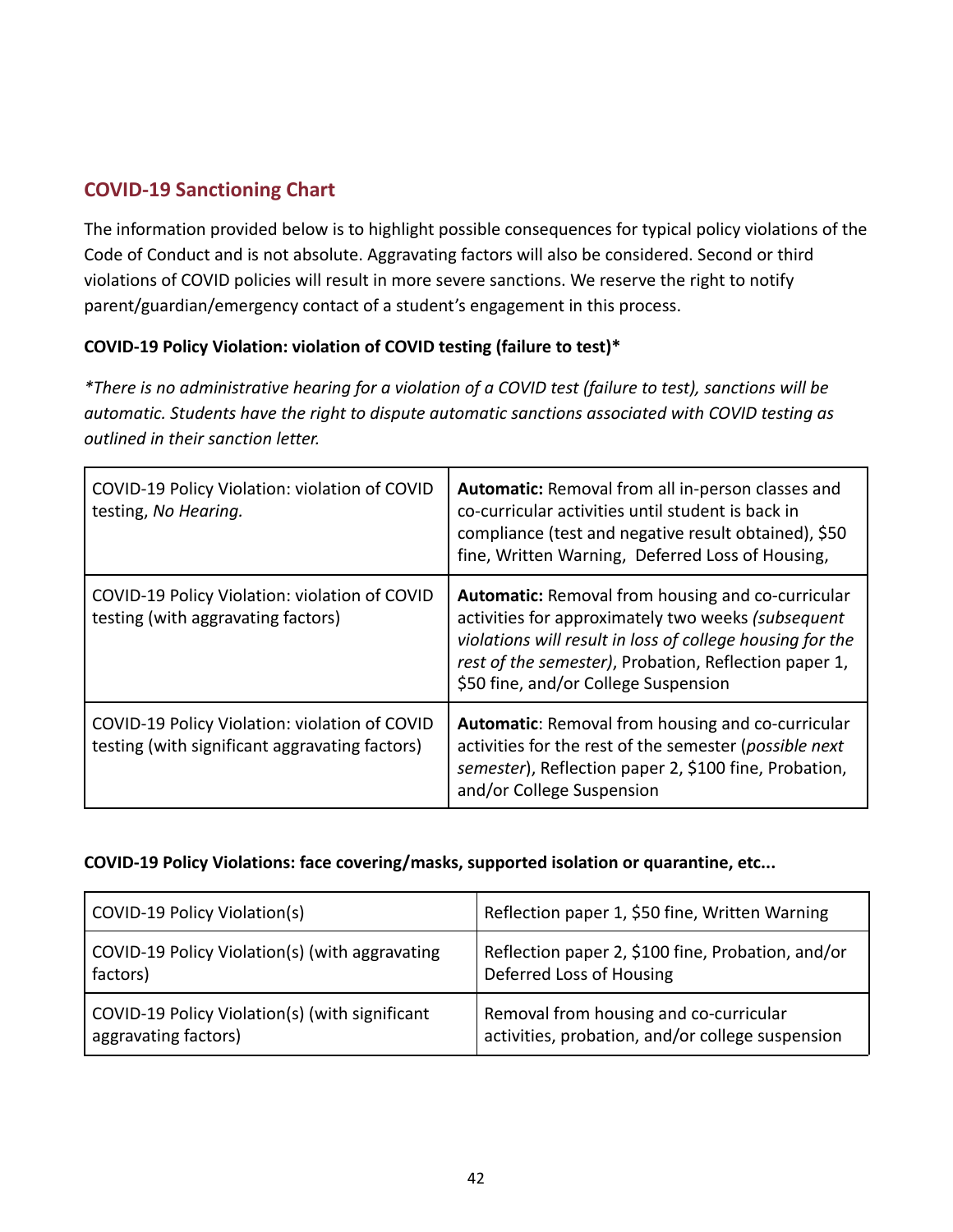## COVID-19 Sanctioning Chart

The information provided below is to highlight possible consequences for typical policy violations of the Code of Conduct and is not absolute. Aggravating factors will also be considered. Second or third violations of COVID policies will result in more severe sanctions. We reserve the right to notify parent/guardian/emergency contact of a student's engagement in this process.

**COVID-19 Policy Violation: violation of COVID testing (failure to test)***

*\*There is no administrative hearing for a violation of a COVID test (failure to test), sanctions will be automatic. Students have the right to dispute automatic sanctions associated with COVID testing as outlined in their sanction letter.*

| | |
|---|---|
| COVID-19 Policy Violation: violation of COVID testing, *No Hearing.* | **Automatic:** Removal from all in-person classes and co-curricular activities until student is back in compliance (test and negative result obtained), $50 fine, Written Warning, Deferred Loss of Housing, |
| COVID-19 Policy Violation: violation of COVID testing (with aggravating factors) | **Automatic:** Removal from housing and co-curricular activities for approximately two weeks *(subsequent violations will result in loss of college housing for the rest of the semester)*, Probation, Reflection paper 1, $50 fine, and/or College Suspension |
| COVID-19 Policy Violation: violation of COVID testing (with significant aggravating factors) | **Automatic**: Removal from housing and co-curricular activities for the rest of the semester (*possible next semester*), Reflection paper 2, $100 fine, Probation, and/or College Suspension |

**COVID-19 Policy Violations: face covering/masks, supported isolation or quarantine, etc...**

| | |
|---|---|
| COVID-19 Policy Violation(s) | Reflection paper 1, $50 fine, Written Warning |
| COVID-19 Policy Violation(s) (with aggravating factors) | Reflection paper 2, $100 fine, Probation, and/or Deferred Loss of Housing |
| COVID-19 Policy Violation(s) (with significant aggravating factors) | Removal from housing and co-curricular activities, probation, and/or college suspension |